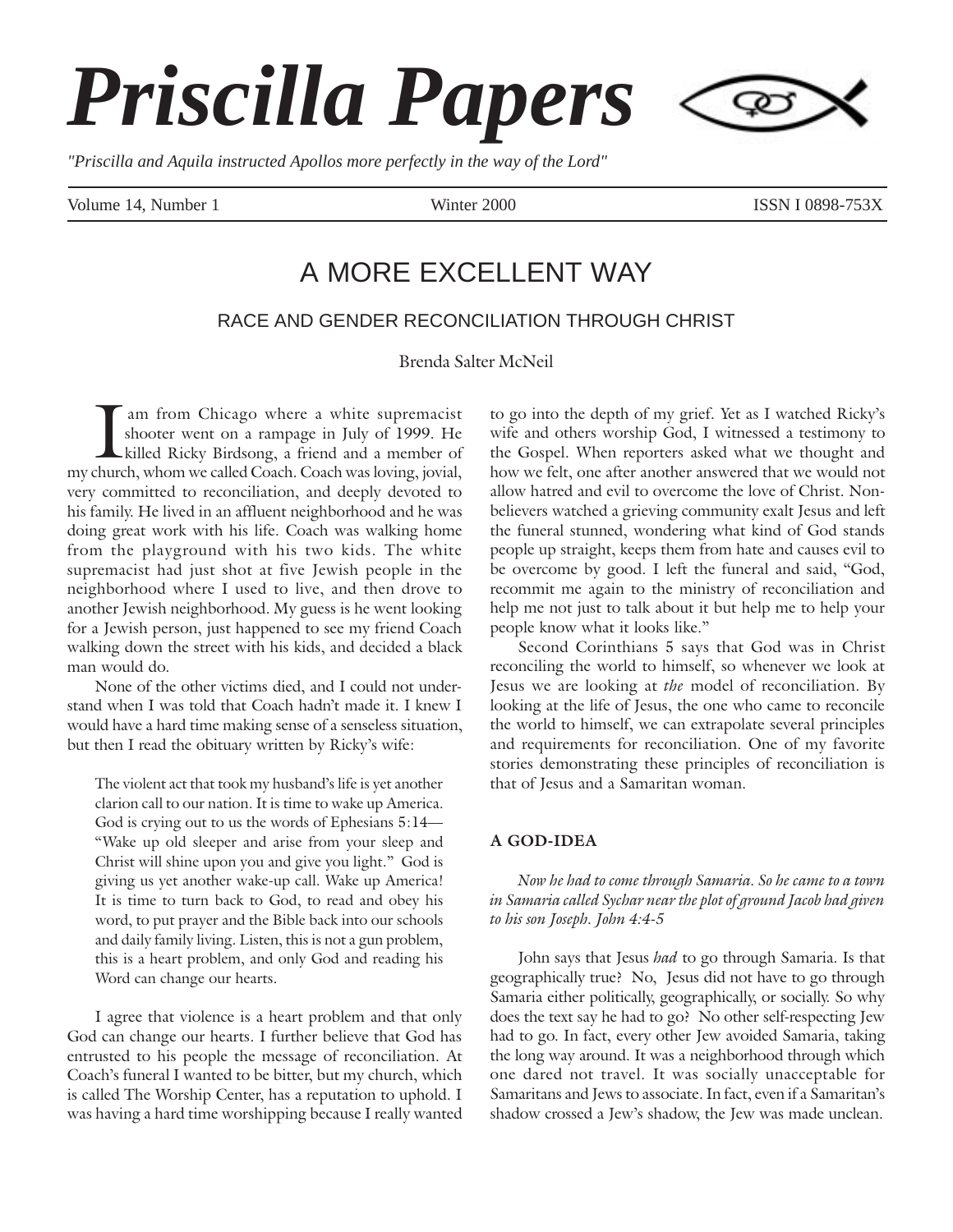# Priscilla Papers

*"Priscilla and Aquila instructed Apollos more perfectly in the way of the Lord"*

Volume 14, Number 1 | Winter 2000 | ISSN I 0898-753X

## A MORE EXCELLENT WAY

### RACE AND GENDER RECONCILIATION THROUGH CHRIST

Brenda Salter McNeil

I am from Chicago where a white supremacist shooter went on a rampage in July of 1999. He killed Ricky Birdsong, a friend and a member of my church, whom we called Coach. Coach was loving, jovial, very committed to reconciliation, and deeply devoted to his family. He lived in an affluent neighborhood and he was doing great work with his life. Coach was walking home from the playground with his two kids. The white supremacist had just shot at five Jewish people in the neighborhood where I used to live, and then drove to another Jewish neighborhood. My guess is he went looking for a Jewish person, just happened to see my friend Coach walking down the street with his kids, and decided a black man would do.

None of the other victims died, and I could not understand when I was told that Coach hadn't made it. I knew I would have a hard time making sense of a senseless situation, but then I read the obituary written by Ricky's wife:

> The violent act that took my husband's life is yet another clarion call to our nation. It is time to wake up America. God is crying out to us the words of Ephesians 5:14—"Wake up old sleeper and arise from your sleep and Christ will shine upon you and give you light." God is giving us yet another wake-up call. Wake up America! It is time to turn back to God, to read and obey his word, to put prayer and the Bible back into our schools and daily family living. Listen, this is not a gun problem, this is a heart problem, and only God and reading his Word can change our hearts.

I agree that violence is a heart problem and that only God can change our hearts. I further believe that God has entrusted to his people the message of reconciliation. At Coach's funeral I wanted to be bitter, but my church, which is called The Worship Center, has a reputation to uphold. I was having a hard time worshipping because I really wanted to go into the depth of my grief. Yet as I watched Ricky's wife and others worship God, I witnessed a testimony to the Gospel. When reporters asked what we thought and how we felt, one after another answered that we would not allow hatred and evil to overcome the love of Christ. Nonbelievers watched a grieving community exalt Jesus and left the funeral stunned, wondering what kind of God stands people up straight, keeps them from hate and causes evil to be overcome by good. I left the funeral and said, "God, recommit me again to the ministry of reconciliation and help me not just to talk about it but help me to help your people know what it looks like."

Second Corinthians 5 says that God was in Christ reconciling the world to himself, so whenever we look at Jesus we are looking at *the* model of reconciliation. By looking at the life of Jesus, the one who came to reconcile the world to himself, we can extrapolate several principles and requirements for reconciliation. One of my favorite stories demonstrating these principles of reconciliation is that of Jesus and a Samaritan woman.

#### A GOD-IDEA

*Now he had to come through Samaria. So he came to a town in Samaria called Sychar near the plot of ground Jacob had given to his son Joseph. John 4:4-5*

John says that Jesus *had* to go through Samaria. Is that geographically true? No, Jesus did not have to go through Samaria either politically, geographically, or socially. So why does the text say he had to go? No other self-respecting Jew had to go. In fact, every other Jew avoided Samaria, taking the long way around. It was a neighborhood through which one dared not travel. It was socially unacceptable for Samaritans and Jews to associate. In fact, even if a Samaritan's shadow crossed a Jew's shadow, the Jew was made unclean.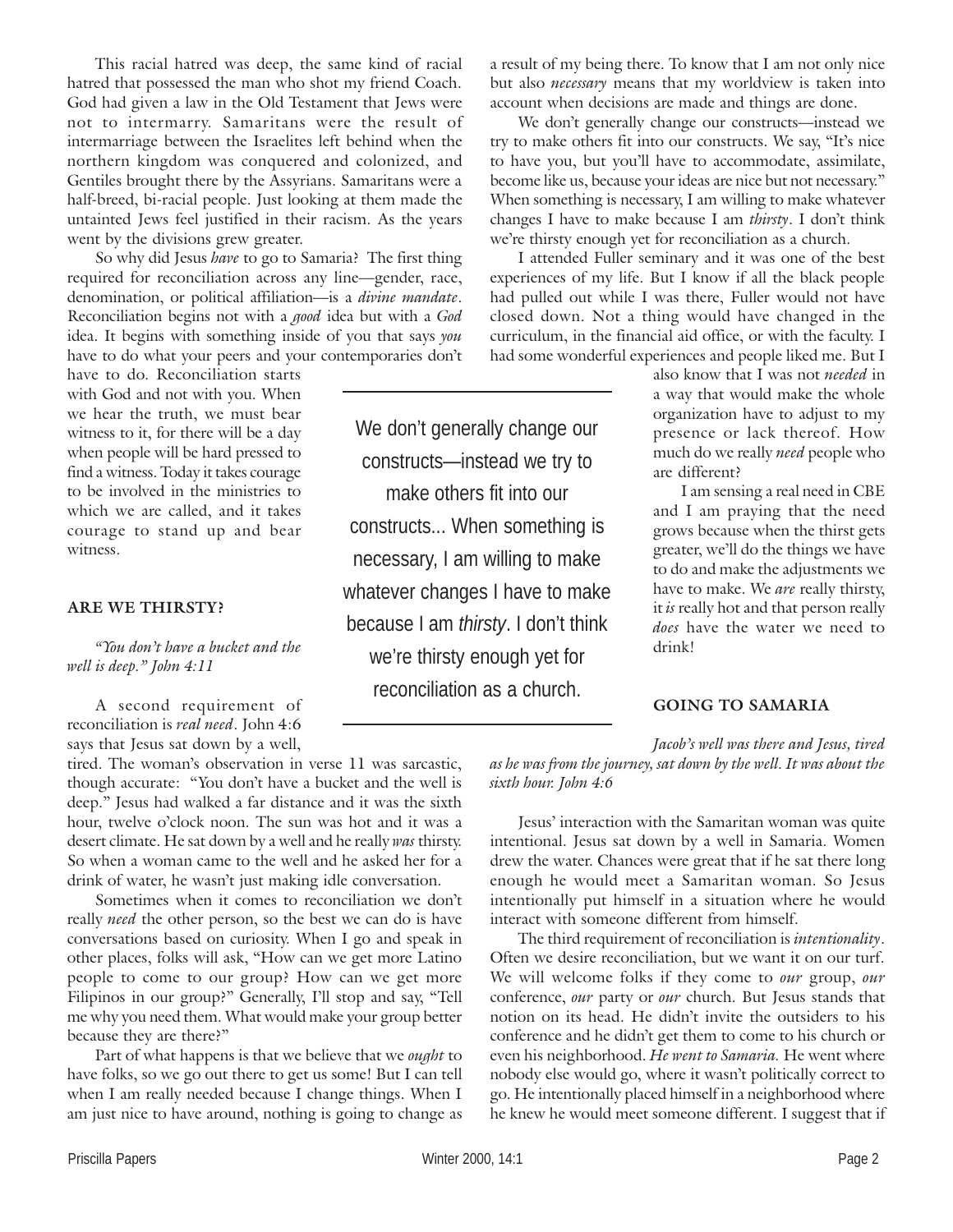This racial hatred was deep, the same kind of racial hatred that possessed the man who shot my friend Coach. God had given a law in the Old Testament that Jews were not to intermarry. Samaritans were the result of intermarriage between the Israelites left behind when the northern kingdom was conquered and colonized, and Gentiles brought there by the Assyrians. Samaritans were a half-breed, bi-racial people. Just looking at them made the untainted Jews feel justified in their racism. As the years went by the divisions grew greater.

So why did Jesus *have* to go to Samaria? The first thing required for reconciliation across any line—gender, race, denomination, or political affiliation—is a *divine mandate*. Reconciliation begins not with a *good* idea but with a *God* idea. It begins with something inside of you that says *you* have to do what your peers and your contemporaries don't have to do. Reconciliation starts with God and not with you. When we hear the truth, we must bear witness to it, for there will be a day when people will be hard pressed to find a witness. Today it takes courage to be involved in the ministries to which we are called, and it takes courage to stand up and bear witness.

## ARE WE THIRSTY?

*"You don't have a bucket and the well is deep." John 4:11*

A second requirement of reconciliation is *real need*. John 4:6 says that Jesus sat down by a well, tired. The woman's observation in verse 11 was sarcastic, though accurate: "You don't have a bucket and the well is deep." Jesus had walked a far distance and it was the sixth hour, twelve o'clock noon. The sun was hot and it was a desert climate. He sat down by a well and he really *was* thirsty. So when a woman came to the well and he asked her for a drink of water, he wasn't just making idle conversation.

Sometimes when it comes to reconciliation we don't really *need* the other person, so the best we can do is have conversations based on curiosity. When I go and speak in other places, folks will ask, "How can we get more Latino people to come to our group? How can we get more Filipinos in our group?" Generally, I'll stop and say, "Tell me why you need them. What would make your group better because they are there?"

Part of what happens is that we believe that we *ought* to have folks, so we go out there to get us some! But I can tell when I am really needed because I change things. When I am just nice to have around, nothing is going to change as a result of my being there. To know that I am not only nice but also *necessary* means that my worldview is taken into account when decisions are made and things are done.

We don't generally change our constructs—instead we try to make others fit into our constructs. We say, "It's nice to have you, but you'll have to accommodate, assimilate, become like us, because your ideas are nice but not necessary." When something is necessary, I am willing to make whatever changes I have to make because I am *thirsty*. I don't think we're thirsty enough yet for reconciliation as a church.

I attended Fuller seminary and it was one of the best experiences of my life. But I know if all the black people had pulled out while I was there, Fuller would not have closed down. Not a thing would have changed in the curriculum, in the financial aid office, or with the faculty. I had some wonderful experiences and people liked me. But I also know that I was not *needed* in a way that would make the whole organization have to adjust to my presence or lack thereof. How much do we really *need* people who are different?

I am sensing a real need in CBE and I am praying that the need grows because when the thirst gets greater, we'll do the things we have to do and make the adjustments we have to make. We *are* really thirsty, it *is* really hot and that person really *does* have the water we need to drink!

> We don't generally change our constructs—instead we try to make others fit into our constructs... When something is necessary, I am willing to make whatever changes I have to make because I am *thirsty*. I don't think we're thirsty enough yet for reconciliation as a church.

## GOING TO SAMARIA

*Jacob's well was there and Jesus, tired as he was from the journey, sat down by the well. It was about the sixth hour. John 4:6*

Jesus' interaction with the Samaritan woman was quite intentional. Jesus sat down by a well in Samaria. Women drew the water. Chances were great that if he sat there long enough he would meet a Samaritan woman. So Jesus intentionally put himself in a situation where he would interact with someone different from himself.

The third requirement of reconciliation is *intentionality*. Often we desire reconciliation, but we want it on our turf. We will welcome folks if they come to *our* group, *our* conference, *our* party or *our* church. But Jesus stands that notion on its head. He didn't invite the outsiders to his conference and he didn't get them to come to his church or even his neighborhood. *He went to Samaria.* He went where nobody else would go, where it wasn't politically correct to go. He intentionally placed himself in a neighborhood where he knew he would meet someone different. I suggest that if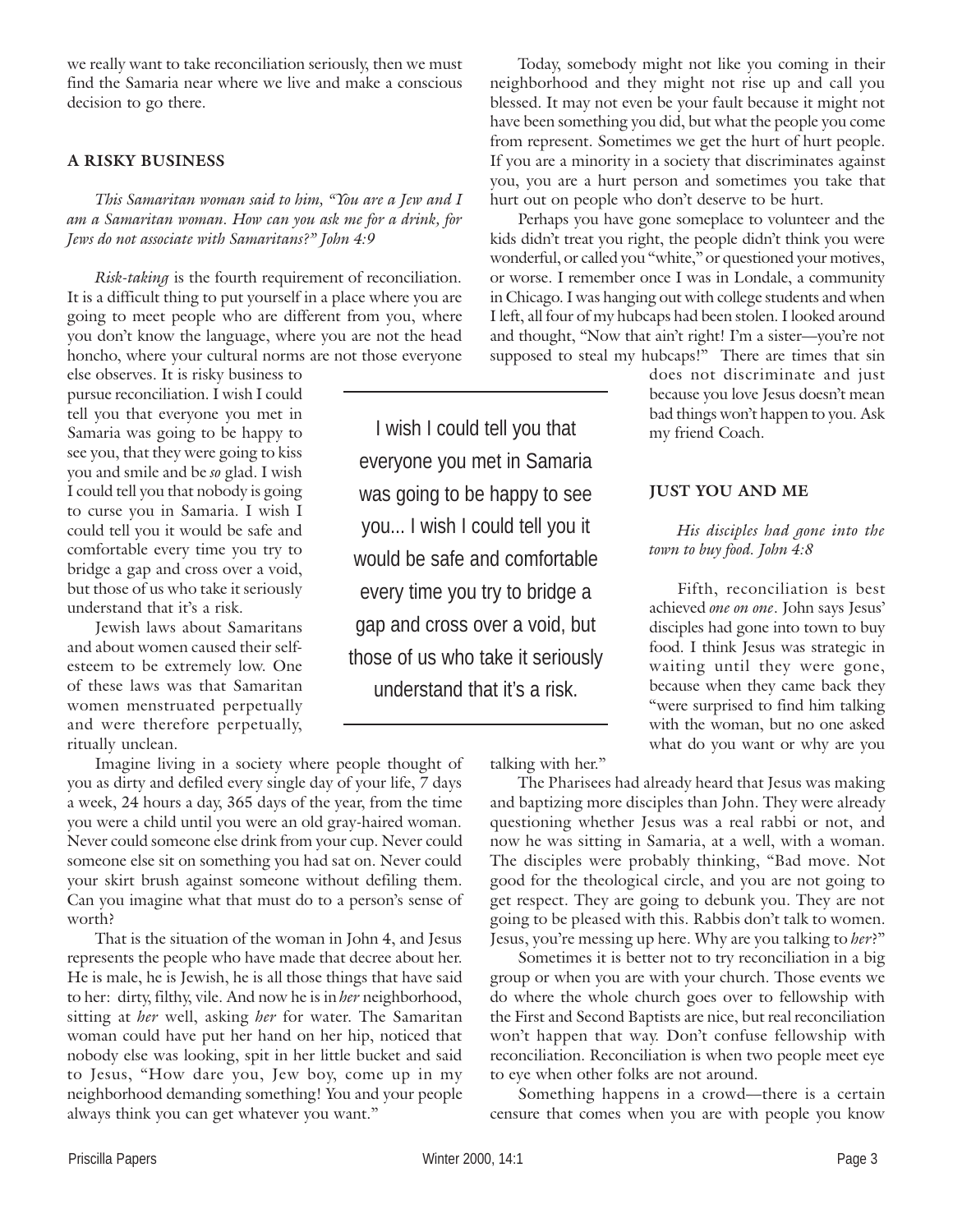we really want to take reconciliation seriously, then we must find the Samaria near where we live and make a conscious decision to go there.

### A RISKY BUSINESS

*This Samaritan woman said to him, "You are a Jew and I am a Samaritan woman. How can you ask me for a drink, for Jews do not associate with Samaritans?" John 4:9*

*Risk-taking* is the fourth requirement of reconciliation. It is a difficult thing to put yourself in a place where you are going to meet people who are different from you, where you don't know the language, where you are not the head honcho, where your cultural norms are not those everyone else observes. It is risky business to pursue reconciliation. I wish I could tell you that everyone you met in Samaria was going to be happy to see you, that they were going to kiss you and smile and be *so* glad. I wish I could tell you that nobody is going to curse you in Samaria. I wish I could tell you it would be safe and comfortable every time you try to bridge a gap and cross over a void, but those of us who take it seriously understand that it's a risk.

> I wish I could tell you that everyone you met in Samaria was going to be happy to see you... I wish I could tell you it would be safe and comfortable every time you try to bridge a gap and cross over a void, but those of us who take it seriously understand that it's a risk.

Jewish laws about Samaritans and about women caused their self-esteem to be extremely low. One of these laws was that Samaritan women menstruated perpetually and were therefore perpetually, ritually unclean.

Imagine living in a society where people thought of you as dirty and defiled every single day of your life, 7 days a week, 24 hours a day, 365 days of the year, from the time you were a child until you were an old gray-haired woman. Never could someone else drink from your cup. Never could someone else sit on something you had sat on. Never could your skirt brush against someone without defiling them. Can you imagine what that must do to a person's sense of worth?

That is the situation of the woman in John 4, and Jesus represents the people who have made that decree about her. He is male, he is Jewish, he is all those things that have said to her: dirty, filthy, vile. And now he is in *her* neighborhood, sitting at *her* well, asking *her* for water. The Samaritan woman could have put her hand on her hip, noticed that nobody else was looking, spit in her little bucket and said to Jesus, "How dare you, Jew boy, come up in my neighborhood demanding something! You and your people always think you can get whatever you want."

Today, somebody might not like you coming in their neighborhood and they might not rise up and call you blessed. It may not even be your fault because it might not have been something you did, but what the people you come from represent. Sometimes we get the hurt of hurt people. If you are a minority in a society that discriminates against you, you are a hurt person and sometimes you take that hurt out on people who don't deserve to be hurt.

Perhaps you have gone someplace to volunteer and the kids didn't treat you right, the people didn't think you were wonderful, or called you "white," or questioned your motives, or worse. I remember once I was in Londale, a community in Chicago. I was hanging out with college students and when I left, all four of my hubcaps had been stolen. I looked around and thought, "Now that ain't right! I'm a sister—you're not supposed to steal my hubcaps!" There are times that sin does not discriminate and just because you love Jesus doesn't mean bad things won't happen to you. Ask my friend Coach.

### JUST YOU AND ME

*His disciples had gone into the town to buy food. John 4:8*

Fifth, reconciliation is best achieved *one on one*. John says Jesus' disciples had gone into town to buy food. I think Jesus was strategic in waiting until they were gone, because when they came back they "were surprised to find him talking with the woman, but no one asked what do you want or why are you talking with her."

The Pharisees had already heard that Jesus was making and baptizing more disciples than John. They were already questioning whether Jesus was a real rabbi or not, and now he was sitting in Samaria, at a well, with a woman. The disciples were probably thinking, "Bad move. Not good for the theological circle, and you are not going to get respect. They are going to debunk you. They are not going to be pleased with this. Rabbis don't talk to women. Jesus, you're messing up here. Why are you talking to *her*?"

Sometimes it is better not to try reconciliation in a big group or when you are with your church. Those events we do where the whole church goes over to fellowship with the First and Second Baptists are nice, but real reconciliation won't happen that way. Don't confuse fellowship with reconciliation. Reconciliation is when two people meet eye to eye when other folks are not around.

Something happens in a crowd—there is a certain censure that comes when you are with people you know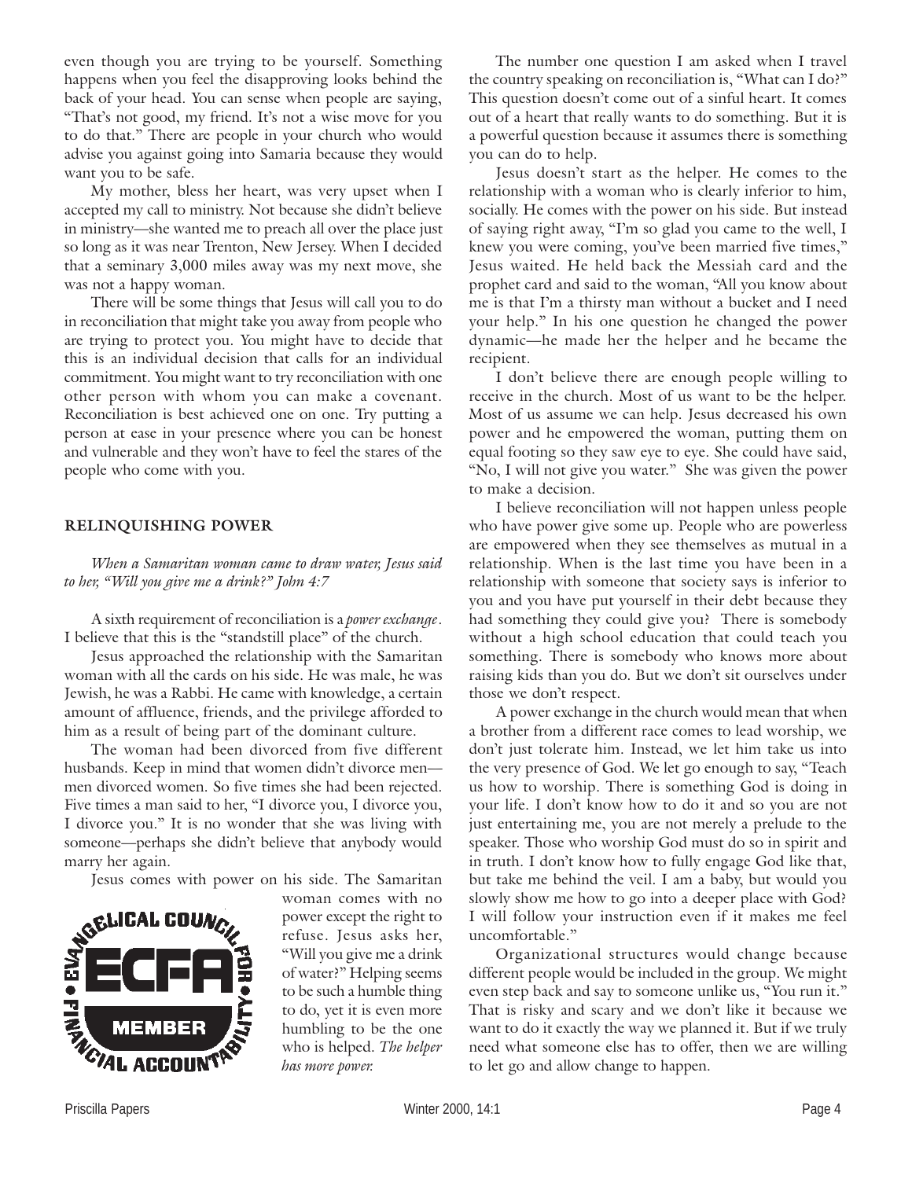even though you are trying to be yourself. Something happens when you feel the disapproving looks behind the back of your head. You can sense when people are saying, "That's not good, my friend. It's not a wise move for you to do that." There are people in your church who would advise you against going into Samaria because they would want you to be safe.

My mother, bless her heart, was very upset when I accepted my call to ministry. Not because she didn't believe in ministry—she wanted me to preach all over the place just so long as it was near Trenton, New Jersey. When I decided that a seminary 3,000 miles away was my next move, she was not a happy woman.

There will be some things that Jesus will call you to do in reconciliation that might take you away from people who are trying to protect you. You might have to decide that this is an individual decision that calls for an individual commitment. You might want to try reconciliation with one other person with whom you can make a covenant. Reconciliation is best achieved one on one. Try putting a person at ease in your presence where you can be honest and vulnerable and they won't have to feel the stares of the people who come with you.

## RELINQUISHING POWER

*When a Samaritan woman came to draw water, Jesus said to her, "Will you give me a drink?" John 4:7*

A sixth requirement of reconciliation is a *power exchange*. I believe that this is the "standstill place" of the church.

Jesus approached the relationship with the Samaritan woman with all the cards on his side. He was male, he was Jewish, he was a Rabbi. He came with knowledge, a certain amount of affluence, friends, and the privilege afforded to him as a result of being part of the dominant culture.

The woman had been divorced from five different husbands. Keep in mind that women didn't divorce men—men divorced women. So five times she had been rejected. Five times a man said to her, "I divorce you, I divorce you, I divorce you." It is no wonder that she was living with someone—perhaps she didn't believe that anybody would marry her again.

Jesus comes with power on his side. The Samaritan woman comes with no power except the right to refuse. Jesus asks her, "Will you give me a drink of water?" Helping seems to be such a humble thing to do, yet it is even more humbling to be the one who is helped. *The helper has more power.*

The number one question I am asked when I travel the country speaking on reconciliation is, "What can I do?" This question doesn't come out of a sinful heart. It comes out of a heart that really wants to do something. But it is a powerful question because it assumes there is something you can do to help.

Jesus doesn't start as the helper. He comes to the relationship with a woman who is clearly inferior to him, socially. He comes with the power on his side. But instead of saying right away, "I'm so glad you came to the well, I knew you were coming, you've been married five times," Jesus waited. He held back the Messiah card and the prophet card and said to the woman, "All you know about me is that I'm a thirsty man without a bucket and I need your help." In his one question he changed the power dynamic—he made her the helper and he became the recipient.

I don't believe there are enough people willing to receive in the church. Most of us want to be the helper. Most of us assume we can help. Jesus decreased his own power and he empowered the woman, putting them on equal footing so they saw eye to eye. She could have said, "No, I will not give you water." She was given the power to make a decision.

I believe reconciliation will not happen unless people who have power give some up. People who are powerless are empowered when they see themselves as mutual in a relationship. When is the last time you have been in a relationship with someone that society says is inferior to you and you have put yourself in their debt because they had something they could give you? There is somebody without a high school education that could teach you something. There is somebody who knows more about raising kids than you do. But we don't sit ourselves under those we don't respect.

A power exchange in the church would mean that when a brother from a different race comes to lead worship, we don't just tolerate him. Instead, we let him take us into the very presence of God. We let go enough to say, "Teach us how to worship. There is something God is doing in your life. I don't know how to do it and so you are not just entertaining me, you are not merely a prelude to the speaker. Those who worship God must do so in spirit and in truth. I don't know how to fully engage God like that, but take me behind the veil. I am a baby, but would you slowly show me how to go into a deeper place with God? I will follow your instruction even if it makes me feel uncomfortable."

Organizational structures would change because different people would be included in the group. We might even step back and say to someone unlike us, "You run it." That is risky and scary and we don't like it because we want to do it exactly the way we planned it. But if we truly need what someone else has to offer, then we are willing to let go and allow change to happen.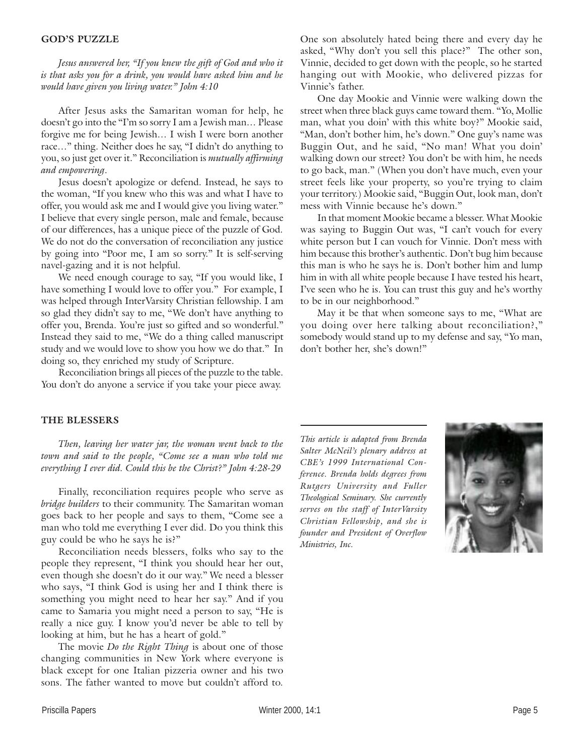## GOD'S PUZZLE

*Jesus answered her, "If you knew the gift of God and who it is that asks you for a drink, you would have asked him and he would have given you living water." John 4:10*

After Jesus asks the Samaritan woman for help, he doesn't go into the "I'm so sorry I am a Jewish man… Please forgive me for being Jewish… I wish I were born another race…" thing. Neither does he say, "I didn't do anything to you, so just get over it." Reconciliation is *mutually affirming and empowering*.

Jesus doesn't apologize or defend. Instead, he says to the woman, "If you knew who this was and what I have to offer, you would ask me and I would give you living water." I believe that every single person, male and female, because of our differences, has a unique piece of the puzzle of God. We do not do the conversation of reconciliation any justice by going into "Poor me, I am so sorry." It is self-serving navel-gazing and it is not helpful.

We need enough courage to say, "If you would like, I have something I would love to offer you." For example, I was helped through InterVarsity Christian fellowship. I am so glad they didn't say to me, "We don't have anything to offer you, Brenda. You're just so gifted and so wonderful." Instead they said to me, "We do a thing called manuscript study and we would love to show you how we do that." In doing so, they enriched my study of Scripture.

Reconciliation brings all pieces of the puzzle to the table. You don't do anyone a service if you take your piece away.

## THE BLESSERS

*Then, leaving her water jar, the woman went back to the town and said to the people, "Come see a man who told me everything I ever did. Could this be the Christ?" John 4:28-29*

Finally, reconciliation requires people who serve as *bridge builders* to their community. The Samaritan woman goes back to her people and says to them, "Come see a man who told me everything I ever did. Do you think this guy could be who he says he is?"

Reconciliation needs blessers, folks who say to the people they represent, "I think you should hear her out, even though she doesn't do it our way." We need a blesser who says, "I think God is using her and I think there is something you might need to hear her say." And if you came to Samaria you might need a person to say, "He is really a nice guy. I know you'd never be able to tell by looking at him, but he has a heart of gold."

The movie *Do the Right Thing* is about one of those changing communities in New York where everyone is black except for one Italian pizzeria owner and his two sons. The father wanted to move but couldn't afford to. One son absolutely hated being there and every day he asked, "Why don't you sell this place?" The other son, Vinnie, decided to get down with the people, so he started hanging out with Mookie, who delivered pizzas for Vinnie's father.

One day Mookie and Vinnie were walking down the street when three black guys came toward them. "Yo, Mollie man, what you doin' with this white boy?" Mookie said, "Man, don't bother him, he's down." One guy's name was Buggin Out, and he said, "No man! What you doin' walking down our street? You don't be with him, he needs to go back, man." (When you don't have much, even your street feels like your property, so you're trying to claim your territory.) Mookie said, "Buggin Out, look man, don't mess with Vinnie because he's down."

In that moment Mookie became a blesser. What Mookie was saying to Buggin Out was, "I can't vouch for every white person but I can vouch for Vinnie. Don't mess with him because this brother's authentic. Don't bug him because this man is who he says he is. Don't bother him and lump him in with all white people because I have tested his heart, I've seen who he is. You can trust this guy and he's worthy to be in our neighborhood."

May it be that when someone says to me, "What are you doing over here talking about reconciliation?," somebody would stand up to my defense and say, "Yo man, don't bother her, she's down!"

---

*This article is adapted from Brenda Salter McNeil's plenary address at CBE's 1999 International Conference. Brenda holds degrees from Rutgers University and Fuller Theological Seminary. She currently serves on the staff of InterVarsity Christian Fellowship, and she is founder and President of Overflow Ministries, Inc.*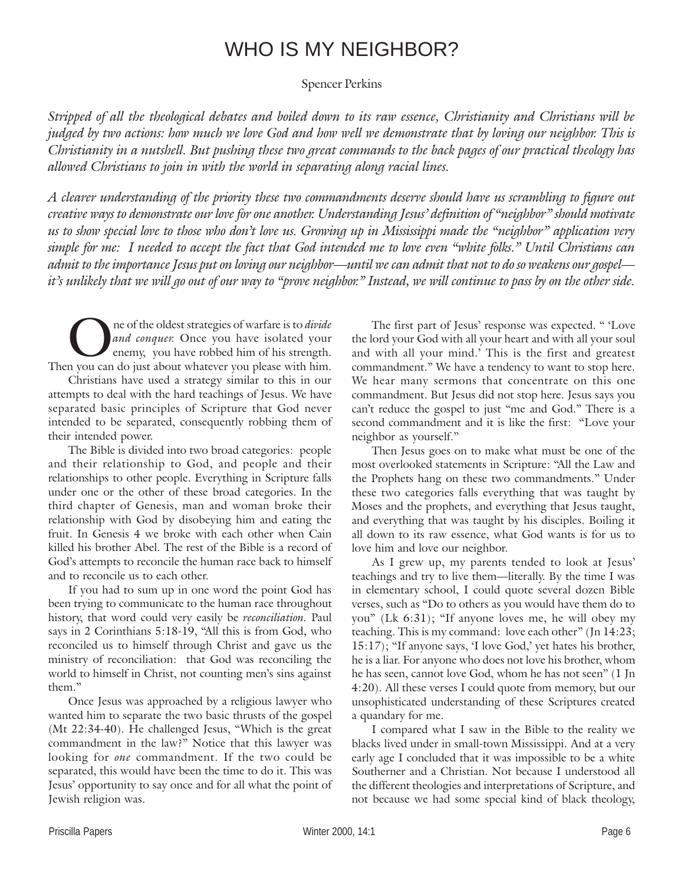# WHO IS MY NEIGHBOR?

Spencer Perkins

*Stripped of all the theological debates and boiled down to its raw essence, Christianity and Christians will be judged by two actions: how much we love God and how well we demonstrate that by loving our neighbor. This is Christianity in a nutshell. But pushing these two great commands to the back pages of our practical theology has allowed Christians to join in with the world in separating along racial lines.*

*A clearer understanding of the priority these two commandments deserve should have us scrambling to figure out creative ways to demonstrate our love for one another. Understanding Jesus' definition of "neighbor" should motivate us to show special love to those who don't love us. Growing up in Mississippi made the "neighbor" application very simple for me: I needed to accept the fact that God intended me to love even "white folks." Until Christians can admit to the importance Jesus put on loving our neighbor—until we can admit that not to do so weakens our gospel—it's unlikely that we will go out of our way to "prove neighbor." Instead, we will continue to pass by on the other side.*

One of the oldest strategies of warfare is to *divide and conquer.* Once you have isolated your enemy, you have robbed him of his strength. Then you can do just about whatever you please with him.

Christians have used a strategy similar to this in our attempts to deal with the hard teachings of Jesus. We have separated basic principles of Scripture that God never intended to be separated, consequently robbing them of their intended power.

The Bible is divided into two broad categories: people and their relationship to God, and people and their relationships to other people. Everything in Scripture falls under one or the other of these broad categories. In the third chapter of Genesis, man and woman broke their relationship with God by disobeying him and eating the fruit. In Genesis 4 we broke with each other when Cain killed his brother Abel. The rest of the Bible is a record of God's attempts to reconcile the human race back to himself and to reconcile us to each other.

If you had to sum up in one word the point God has been trying to communicate to the human race throughout history, that word could very easily be *reconciliation*. Paul says in 2 Corinthians 5:18-19, "All this is from God, who reconciled us to himself through Christ and gave us the ministry of reconciliation: that God was reconciling the world to himself in Christ, not counting men's sins against them."

Once Jesus was approached by a religious lawyer who wanted him to separate the two basic thrusts of the gospel (Mt 22:34-40). He challenged Jesus, "Which is the great commandment in the law?" Notice that this lawyer was looking for *one* commandment. If the two could be separated, this would have been the time to do it. This was Jesus' opportunity to say once and for all what the point of Jewish religion was.

The first part of Jesus' response was expected. " 'Love the lord your God with all your heart and with all your soul and with all your mind.' This is the first and greatest commandment." We have a tendency to want to stop here. We hear many sermons that concentrate on this one commandment. But Jesus did not stop here. Jesus says you can't reduce the gospel to just "me and God." There is a second commandment and it is like the first: "Love your neighbor as yourself."

Then Jesus goes on to make what must be one of the most overlooked statements in Scripture: "All the Law and the Prophets hang on these two commandments." Under these two categories falls everything that was taught by Moses and the prophets, and everything that Jesus taught, and everything that was taught by his disciples. Boiling it all down to its raw essence, what God wants is for us to love him and love our neighbor.

As I grew up, my parents tended to look at Jesus' teachings and try to live them—literally. By the time I was in elementary school, I could quote several dozen Bible verses, such as "Do to others as you would have them do to you" (Lk 6:31); "If anyone loves me, he will obey my teaching. This is my command: love each other" (Jn 14:23; 15:17); "If anyone says, 'I love God,' yet hates his brother, he is a liar. For anyone who does not love his brother, whom he has seen, cannot love God, whom he has not seen" (1 Jn 4:20). All these verses I could quote from memory, but our unsophisticated understanding of these Scriptures created a quandary for me.

I compared what I saw in the Bible to the reality we blacks lived under in small-town Mississippi. And at a very early age I concluded that it was impossible to be a white Southerner and a Christian. Not because I understood all the different theologies and interpretations of Scripture, and not because we had some special kind of black theology,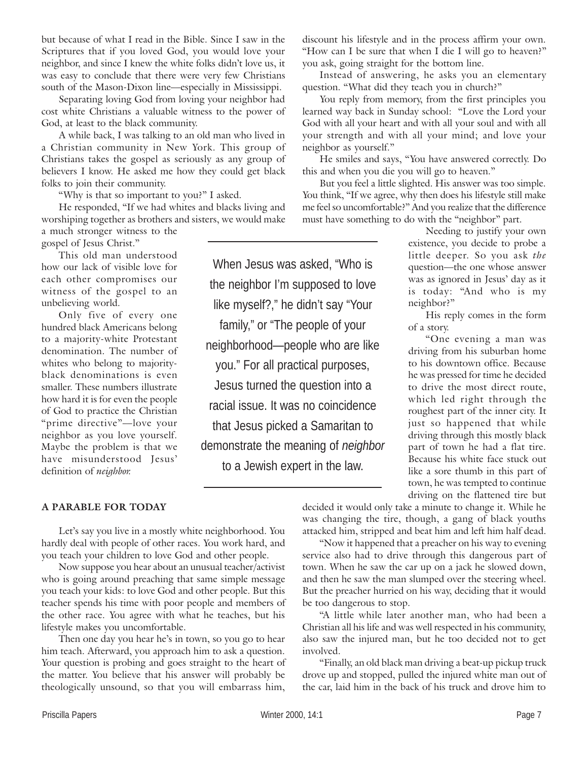but because of what I read in the Bible. Since I saw in the Scriptures that if you loved God, you would love your neighbor, and since I knew the white folks didn't love us, it was easy to conclude that there were very few Christians south of the Mason-Dixon line—especially in Mississippi.

Separating loving God from loving your neighbor had cost white Christians a valuable witness to the power of God, at least to the black community.

A while back, I was talking to an old man who lived in a Christian community in New York. This group of Christians takes the gospel as seriously as any group of believers I know. He asked me how they could get black folks to join their community.

"Why is that so important to you?" I asked.

He responded, "If we had whites and blacks living and worshiping together as brothers and sisters, we would make a much stronger witness to the gospel of Jesus Christ."

This old man understood how our lack of visible love for each other compromises our witness of the gospel to an unbelieving world.

Only five of every one hundred black Americans belong to a majority-white Protestant denomination. The number of whites who belong to majority-black denominations is even smaller. These numbers illustrate how hard it is for even the people of God to practice the Christian "prime directive"—love your neighbor as you love yourself. Maybe the problem is that we have misunderstood Jesus' definition of *neighbor.*

> When Jesus was asked, "Who is the neighbor I'm supposed to love like myself?," he didn't say "Your family," or "The people of your neighborhood—people who are like you." For all practical purposes, Jesus turned the question into a racial issue. It was no coincidence that Jesus picked a Samaritan to demonstrate the meaning of *neighbor* to a Jewish expert in the law.

## A PARABLE FOR TODAY

Let's say you live in a mostly white neighborhood. You hardly deal with people of other races. You work hard, and you teach your children to love God and other people.

Now suppose you hear about an unusual teacher/activist who is going around preaching that same simple message you teach your kids: to love God and other people. But this teacher spends his time with poor people and members of the other race. You agree with what he teaches, but his lifestyle makes you uncomfortable.

Then one day you hear he's in town, so you go to hear him teach. Afterward, you approach him to ask a question. Your question is probing and goes straight to the heart of the matter. You believe that his answer will probably be theologically unsound, so that you will embarrass him, discount his lifestyle and in the process affirm your own. "How can I be sure that when I die I will go to heaven?" you ask, going straight for the bottom line.

Instead of answering, he asks you an elementary question. "What did they teach you in church?"

You reply from memory, from the first principles you learned way back in Sunday school: "Love the Lord your God with all your heart and with all your soul and with all your strength and with all your mind; and love your neighbor as yourself."

He smiles and says, "You have answered correctly. Do this and when you die you will go to heaven."

But you feel a little slighted. His answer was too simple. You think, "If we agree, why then does his lifestyle still make me feel so uncomfortable?" And you realize that the difference must have something to do with the "neighbor" part.

Needing to justify your own existence, you decide to probe a little deeper. So you ask *the* question—the one whose answer was as ignored in Jesus' day as it is today: "And who is my neighbor?"

His reply comes in the form of a story.

"One evening a man was driving from his suburban home to his downtown office. Because he was pressed for time he decided to drive the most direct route, which led right through the roughest part of the inner city. It just so happened that while driving through this mostly black part of town he had a flat tire. Because his white face stuck out like a sore thumb in this part of town, he was tempted to continue driving on the flattened tire but decided it would only take a minute to change it. While he was changing the tire, though, a gang of black youths attacked him, stripped and beat him and left him half dead.

"Now it happened that a preacher on his way to evening service also had to drive through this dangerous part of town. When he saw the car up on a jack he slowed down, and then he saw the man slumped over the steering wheel. But the preacher hurried on his way, deciding that it would be too dangerous to stop.

"A little while later another man, who had been a Christian all his life and was well respected in his community, also saw the injured man, but he too decided not to get involved.

"Finally, an old black man driving a beat-up pickup truck drove up and stopped, pulled the injured white man out of the car, laid him in the back of his truck and drove him to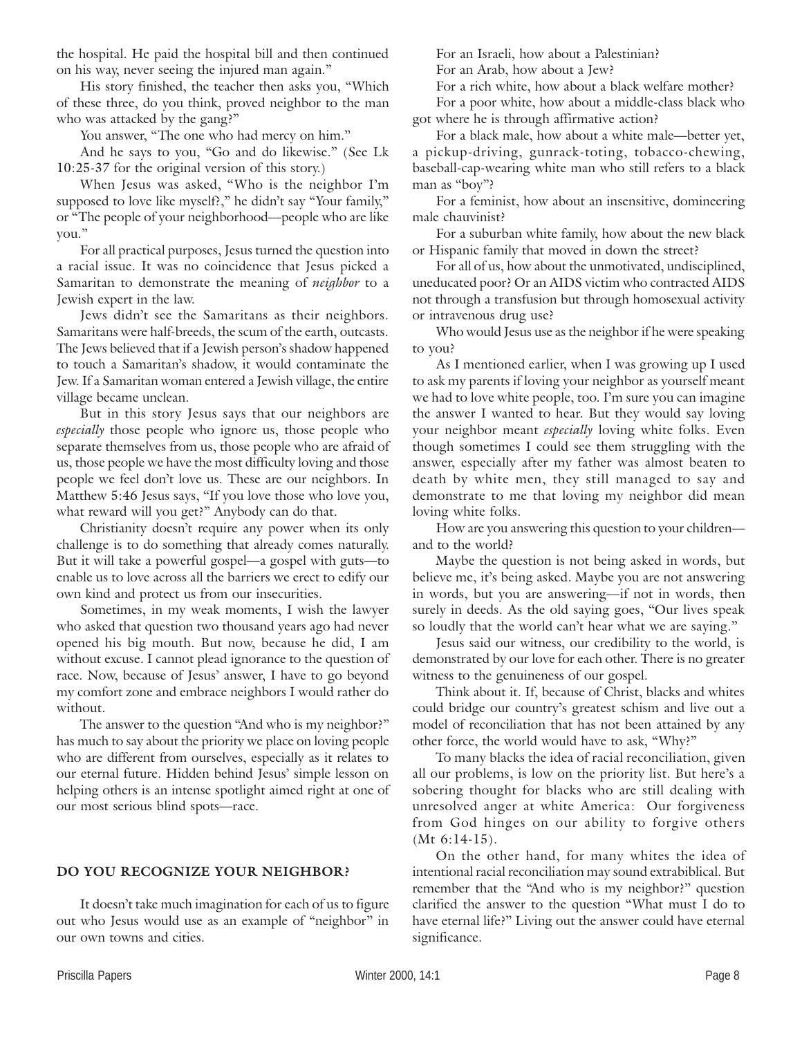the hospital. He paid the hospital bill and then continued on his way, never seeing the injured man again."

His story finished, the teacher then asks you, "Which of these three, do you think, proved neighbor to the man who was attacked by the gang?"

You answer, "The one who had mercy on him."

And he says to you, "Go and do likewise." (See Lk 10:25-37 for the original version of this story.)

When Jesus was asked, "Who is the neighbor I'm supposed to love like myself?," he didn't say "Your family," or "The people of your neighborhood—people who are like you."

For all practical purposes, Jesus turned the question into a racial issue. It was no coincidence that Jesus picked a Samaritan to demonstrate the meaning of *neighbor* to a Jewish expert in the law.

Jews didn't see the Samaritans as their neighbors. Samaritans were half-breeds, the scum of the earth, outcasts. The Jews believed that if a Jewish person's shadow happened to touch a Samaritan's shadow, it would contaminate the Jew. If a Samaritan woman entered a Jewish village, the entire village became unclean.

But in this story Jesus says that our neighbors are *especially* those people who ignore us, those people who separate themselves from us, those people who are afraid of us, those people we have the most difficulty loving and those people we feel don't love us. These are our neighbors. In Matthew 5:46 Jesus says, "If you love those who love you, what reward will you get?" Anybody can do that.

Christianity doesn't require any power when its only challenge is to do something that already comes naturally. But it will take a powerful gospel—a gospel with guts—to enable us to love across all the barriers we erect to edify our own kind and protect us from our insecurities.

Sometimes, in my weak moments, I wish the lawyer who asked that question two thousand years ago had never opened his big mouth. But now, because he did, I am without excuse. I cannot plead ignorance to the question of race. Now, because of Jesus' answer, I have to go beyond my comfort zone and embrace neighbors I would rather do without.

The answer to the question "And who is my neighbor?" has much to say about the priority we place on loving people who are different from ourselves, especially as it relates to our eternal future. Hidden behind Jesus' simple lesson on helping others is an intense spotlight aimed right at one of our most serious blind spots—race.

## DO YOU RECOGNIZE YOUR NEIGHBOR?

It doesn't take much imagination for each of us to figure out who Jesus would use as an example of "neighbor" in our own towns and cities.

For an Israeli, how about a Palestinian?

For an Arab, how about a Jew?

For a rich white, how about a black welfare mother?

For a poor white, how about a middle-class black who got where he is through affirmative action?

For a black male, how about a white male—better yet, a pickup-driving, gunrack-toting, tobacco-chewing, baseball-cap-wearing white man who still refers to a black man as "boy"?

For a feminist, how about an insensitive, domineering male chauvinist?

For a suburban white family, how about the new black or Hispanic family that moved in down the street?

For all of us, how about the unmotivated, undisciplined, uneducated poor? Or an AIDS victim who contracted AIDS not through a transfusion but through homosexual activity or intravenous drug use?

Who would Jesus use as the neighbor if he were speaking to you?

As I mentioned earlier, when I was growing up I used to ask my parents if loving your neighbor as yourself meant we had to love white people, too. I'm sure you can imagine the answer I wanted to hear. But they would say loving your neighbor meant *especially* loving white folks. Even though sometimes I could see them struggling with the answer, especially after my father was almost beaten to death by white men, they still managed to say and demonstrate to me that loving my neighbor did mean loving white folks.

How are you answering this question to your children—and to the world?

Maybe the question is not being asked in words, but believe me, it's being asked. Maybe you are not answering in words, but you are answering—if not in words, then surely in deeds. As the old saying goes, "Our lives speak so loudly that the world can't hear what we are saying."

Jesus said our witness, our credibility to the world, is demonstrated by our love for each other. There is no greater witness to the genuineness of our gospel.

Think about it. If, because of Christ, blacks and whites could bridge our country's greatest schism and live out a model of reconciliation that has not been attained by any other force, the world would have to ask, "Why?"

To many blacks the idea of racial reconciliation, given all our problems, is low on the priority list. But here's a sobering thought for blacks who are still dealing with unresolved anger at white America: Our forgiveness from God hinges on our ability to forgive others (Mt 6:14-15).

On the other hand, for many whites the idea of intentional racial reconciliation may sound extrabiblical. But remember that the "And who is my neighbor?" question clarified the answer to the question "What must I do to have eternal life?" Living out the answer could have eternal significance.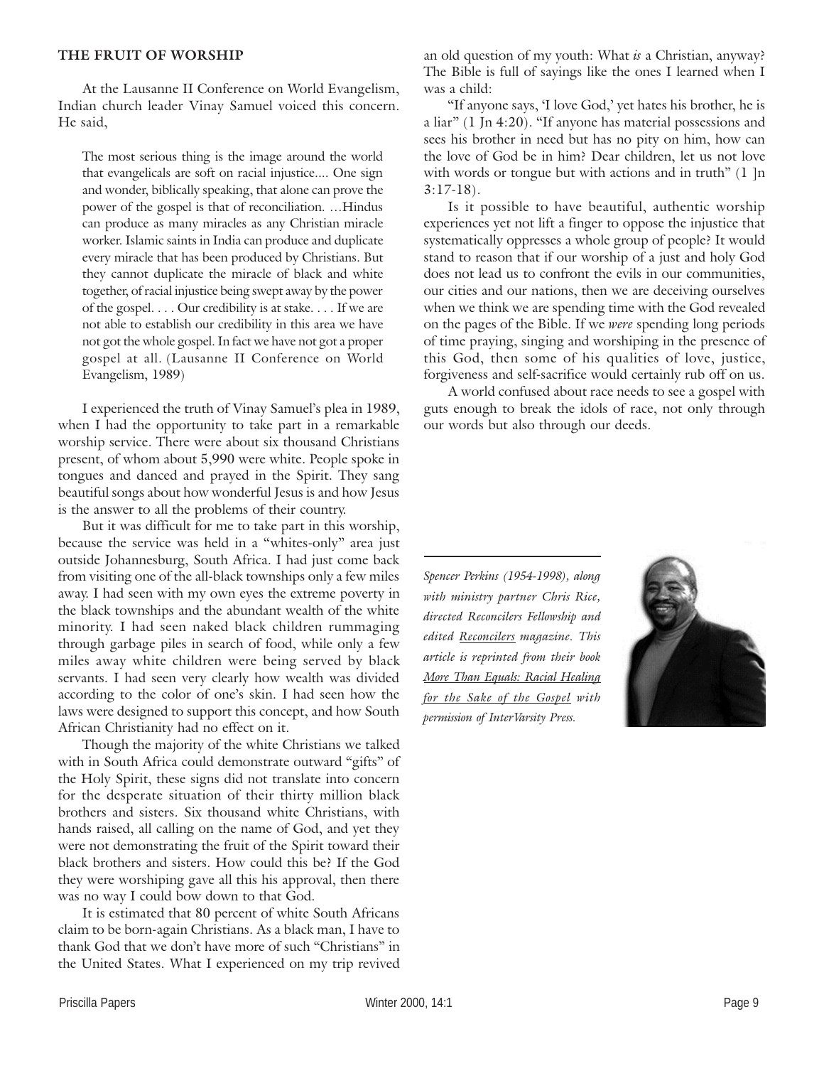### THE FRUIT OF WORSHIP

At the Lausanne II Conference on World Evangelism, Indian church leader Vinay Samuel voiced this concern. He said,

> The most serious thing is the image around the world that evangelicals are soft on racial injustice.... One sign and wonder, biblically speaking, that alone can prove the power of the gospel is that of reconciliation. ...Hindus can produce as many miracles as any Christian miracle worker. Islamic saints in India can produce and duplicate every miracle that has been produced by Christians. But they cannot duplicate the miracle of black and white together, of racial injustice being swept away by the power of the gospel. . . . Our credibility is at stake. . . . If we are not able to establish our credibility in this area we have not got the whole gospel. In fact we have not got a proper gospel at all. (Lausanne II Conference on World Evangelism, 1989)

I experienced the truth of Vinay Samuel's plea in 1989, when I had the opportunity to take part in a remarkable worship service. There were about six thousand Christians present, of whom about 5,990 were white. People spoke in tongues and danced and prayed in the Spirit. They sang beautiful songs about how wonderful Jesus is and how Jesus is the answer to all the problems of their country.

But it was difficult for me to take part in this worship, because the service was held in a "whites-only" area just outside Johannesburg, South Africa. I had just come back from visiting one of the all-black townships only a few miles away. I had seen with my own eyes the extreme poverty in the black townships and the abundant wealth of the white minority. I had seen naked black children rummaging through garbage piles in search of food, while only a few miles away white children were being served by black servants. I had seen very clearly how wealth was divided according to the color of one's skin. I had seen how the laws were designed to support this concept, and how South African Christianity had no effect on it.

Though the majority of the white Christians we talked with in South Africa could demonstrate outward "gifts" of the Holy Spirit, these signs did not translate into concern for the desperate situation of their thirty million black brothers and sisters. Six thousand white Christians, with hands raised, all calling on the name of God, and yet they were not demonstrating the fruit of the Spirit toward their black brothers and sisters. How could this be? If the God they were worshiping gave all this his approval, then there was no way I could bow down to that God.

It is estimated that 80 percent of white South Africans claim to be born-again Christians. As a black man, I have to thank God that we don't have more of such "Christians" in the United States. What I experienced on my trip revived an old question of my youth: What *is* a Christian, anyway? The Bible is full of sayings like the ones I learned when I was a child:

"If anyone says, 'I love God,' yet hates his brother, he is a liar" (1 Jn 4:20). "If anyone has material possessions and sees his brother in need but has no pity on him, how can the love of God be in him? Dear children, let us not love with words or tongue but with actions and in truth" (1 Jn 3:17-18).

Is it possible to have beautiful, authentic worship experiences yet not lift a finger to oppose the injustice that systematically oppresses a whole group of people? It would stand to reason that if our worship of a just and holy God does not lead us to confront the evils in our communities, our cities and our nations, then we are deceiving ourselves when we think we are spending time with the God revealed on the pages of the Bible. If we *were* spending long periods of time praying, singing and worshiping in the presence of this God, then some of his qualities of love, justice, forgiveness and self-sacrifice would certainly rub off on us.

A world confused about race needs to see a gospel with guts enough to break the idols of race, not only through our words but also through our deeds.

---

*Spencer Perkins (1954-1998), along with ministry partner Chris Rice, directed Reconcilers Fellowship and edited Reconcilers magazine. This article is reprinted from their book More Than Equals: Racial Healing for the Sake of the Gospel with permission of InterVarsity Press.*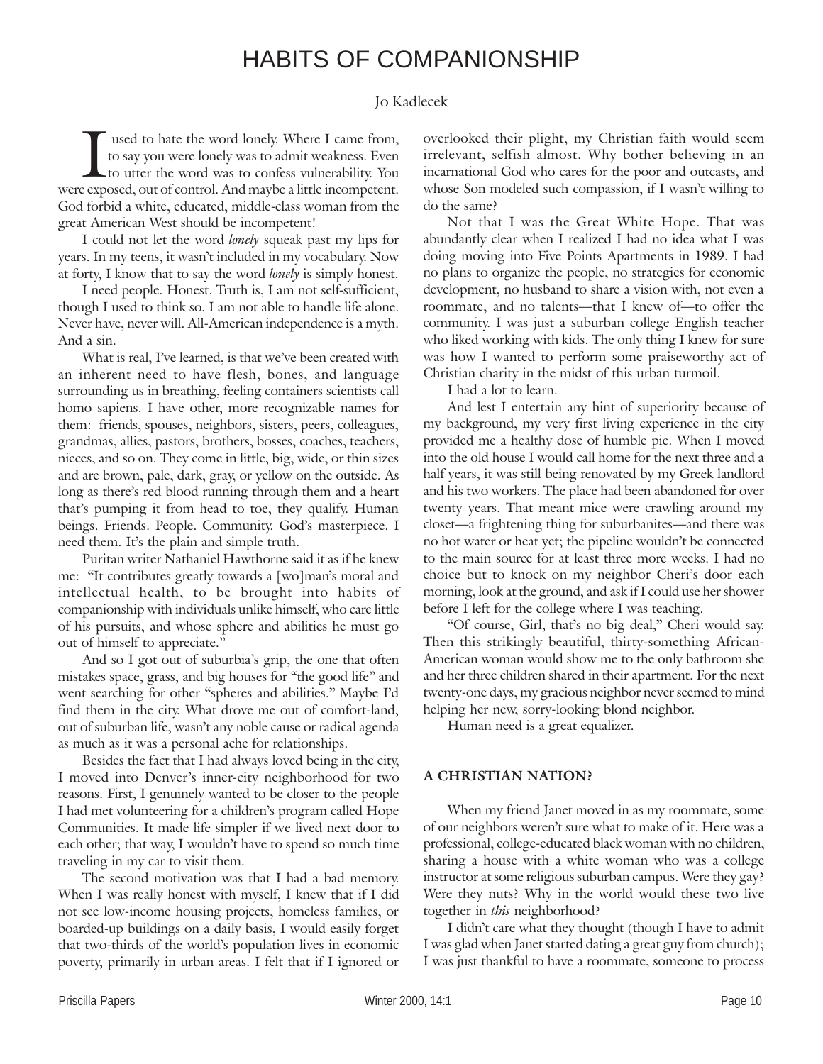# HABITS OF COMPANIONSHIP

Jo Kadlecek

I used to hate the word lonely. Where I came from, to say you were lonely was to admit weakness. Even to utter the word was to confess vulnerability. You were exposed, out of control. And maybe a little incompetent. God forbid a white, educated, middle-class woman from the great American West should be incompetent!

I could not let the word *lonely* squeak past my lips for years. In my teens, it wasn't included in my vocabulary. Now at forty, I know that to say the word *lonely* is simply honest.

I need people. Honest. Truth is, I am not self-sufficient, though I used to think so. I am not able to handle life alone. Never have, never will. All-American independence is a myth. And a sin.

What is real, I've learned, is that we've been created with an inherent need to have flesh, bones, and language surrounding us in breathing, feeling containers scientists call homo sapiens. I have other, more recognizable names for them: friends, spouses, neighbors, sisters, peers, colleagues, grandmas, allies, pastors, brothers, bosses, coaches, teachers, nieces, and so on. They come in little, big, wide, or thin sizes and are brown, pale, dark, gray, or yellow on the outside. As long as there's red blood running through them and a heart that's pumping it from head to toe, they qualify. Human beings. Friends. People. Community. God's masterpiece. I need them. It's the plain and simple truth.

Puritan writer Nathaniel Hawthorne said it as if he knew me: "It contributes greatly towards a [wo]man's moral and intellectual health, to be brought into habits of companionship with individuals unlike himself, who care little of his pursuits, and whose sphere and abilities he must go out of himself to appreciate."

And so I got out of suburbia's grip, the one that often mistakes space, grass, and big houses for "the good life" and went searching for other "spheres and abilities." Maybe I'd find them in the city. What drove me out of comfort-land, out of suburban life, wasn't any noble cause or radical agenda as much as it was a personal ache for relationships.

Besides the fact that I had always loved being in the city, I moved into Denver's inner-city neighborhood for two reasons. First, I genuinely wanted to be closer to the people I had met volunteering for a children's program called Hope Communities. It made life simpler if we lived next door to each other; that way, I wouldn't have to spend so much time traveling in my car to visit them.

The second motivation was that I had a bad memory. When I was really honest with myself, I knew that if I did not see low-income housing projects, homeless families, or boarded-up buildings on a daily basis, I would easily forget that two-thirds of the world's population lives in economic poverty, primarily in urban areas. I felt that if I ignored or overlooked their plight, my Christian faith would seem irrelevant, selfish almost. Why bother believing in an incarnational God who cares for the poor and outcasts, and whose Son modeled such compassion, if I wasn't willing to do the same?

Not that I was the Great White Hope. That was abundantly clear when I realized I had no idea what I was doing moving into Five Points Apartments in 1989. I had no plans to organize the people, no strategies for economic development, no husband to share a vision with, not even a roommate, and no talents—that I knew of—to offer the community. I was just a suburban college English teacher who liked working with kids. The only thing I knew for sure was how I wanted to perform some praiseworthy act of Christian charity in the midst of this urban turmoil.

I had a lot to learn.

And lest I entertain any hint of superiority because of my background, my very first living experience in the city provided me a healthy dose of humble pie. When I moved into the old house I would call home for the next three and a half years, it was still being renovated by my Greek landlord and his two workers. The place had been abandoned for over twenty years. That meant mice were crawling around my closet—a frightening thing for suburbanites—and there was no hot water or heat yet; the pipeline wouldn't be connected to the main source for at least three more weeks. I had no choice but to knock on my neighbor Cheri's door each morning, look at the ground, and ask if I could use her shower before I left for the college where I was teaching.

"Of course, Girl, that's no big deal," Cheri would say. Then this strikingly beautiful, thirty-something African-American woman would show me to the only bathroom she and her three children shared in their apartment. For the next twenty-one days, my gracious neighbor never seemed to mind helping her new, sorry-looking blond neighbor.

Human need is a great equalizer.

## A CHRISTIAN NATION?

When my friend Janet moved in as my roommate, some of our neighbors weren't sure what to make of it. Here was a professional, college-educated black woman with no children, sharing a house with a white woman who was a college instructor at some religious suburban campus. Were they gay? Were they nuts? Why in the world would these two live together in *this* neighborhood?

I didn't care what they thought (though I have to admit I was glad when Janet started dating a great guy from church); I was just thankful to have a roommate, someone to process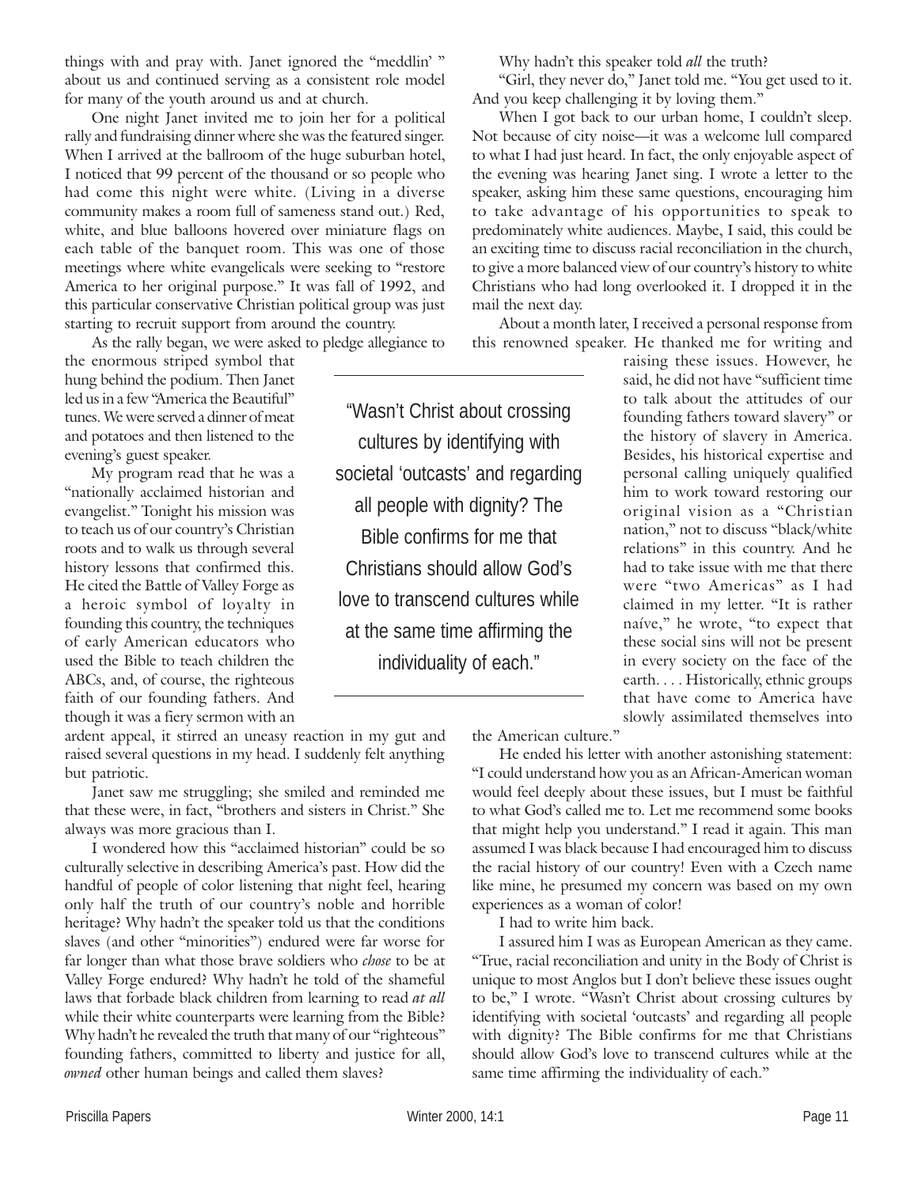things with and pray with. Janet ignored the "meddlin' " about us and continued serving as a consistent role model for many of the youth around us and at church.

One night Janet invited me to join her for a political rally and fundraising dinner where she was the featured singer. When I arrived at the ballroom of the huge suburban hotel, I noticed that 99 percent of the thousand or so people who had come this night were white. (Living in a diverse community makes a room full of sameness stand out.) Red, white, and blue balloons hovered over miniature flags on each table of the banquet room. This was one of those meetings where white evangelicals were seeking to "restore America to her original purpose." It was fall of 1992, and this particular conservative Christian political group was just starting to recruit support from around the country.

As the rally began, we were asked to pledge allegiance to the enormous striped symbol that hung behind the podium. Then Janet led us in a few "America the Beautiful" tunes. We were served a dinner of meat and potatoes and then listened to the evening's guest speaker.

My program read that he was a "nationally acclaimed historian and evangelist." Tonight his mission was to teach us of our country's Christian roots and to walk us through several history lessons that confirmed this. He cited the Battle of Valley Forge as a heroic symbol of loyalty in founding this country, the techniques of early American educators who used the Bible to teach children the ABCs, and, of course, the righteous faith of our founding fathers. And though it was a fiery sermon with an ardent appeal, it stirred an uneasy reaction in my gut and raised several questions in my head. I suddenly felt anything but patriotic.

Janet saw me struggling; she smiled and reminded me that these were, in fact, "brothers and sisters in Christ." She always was more gracious than I.

I wondered how this "acclaimed historian" could be so culturally selective in describing America's past. How did the handful of people of color listening that night feel, hearing only half the truth of our country's noble and horrible heritage? Why hadn't the speaker told us that the conditions slaves (and other "minorities") endured were far worse for far longer than what those brave soldiers who *chose* to be at Valley Forge endured? Why hadn't he told of the shameful laws that forbade black children from learning to read *at all* while their white counterparts were learning from the Bible? Why hadn't he revealed the truth that many of our "righteous" founding fathers, committed to liberty and justice for all, *owned* other human beings and called them slaves?

Why hadn't this speaker told *all* the truth?

"Girl, they never do," Janet told me. "You get used to it. And you keep challenging it by loving them."

When I got back to our urban home, I couldn't sleep. Not because of city noise—it was a welcome lull compared to what I had just heard. In fact, the only enjoyable aspect of the evening was hearing Janet sing. I wrote a letter to the speaker, asking him these same questions, encouraging him to take advantage of his opportunities to speak to predominately white audiences. Maybe, I said, this could be an exciting time to discuss racial reconciliation in the church, to give a more balanced view of our country's history to white Christians who had long overlooked it. I dropped it in the mail the next day.

About a month later, I received a personal response from this renowned speaker. He thanked me for writing and raising these issues. However, he said, he did not have "sufficient time to talk about the attitudes of our founding fathers toward slavery" or the history of slavery in America. Besides, his historical expertise and personal calling uniquely qualified him to work toward restoring our original vision as a "Christian nation," not to discuss "black/white relations" in this country. And he had to take issue with me that there were "two Americas" as I had claimed in my letter. "It is rather naíve," he wrote, "to expect that these social sins will not be present in every society on the face of the earth. . . . Historically, ethnic groups that have come to America have slowly assimilated themselves into the American culture."

He ended his letter with another astonishing statement: "I could understand how you as an African-American woman would feel deeply about these issues, but I must be faithful to what God's called me to. Let me recommend some books that might help you understand." I read it again. This man assumed I was black because I had encouraged him to discuss the racial history of our country! Even with a Czech name like mine, he presumed my concern was based on my own experiences as a woman of color!

I had to write him back.

I assured him I was as European American as they came. "True, racial reconciliation and unity in the Body of Christ is unique to most Anglos but I don't believe these issues ought to be," I wrote. "Wasn't Christ about crossing cultures by identifying with societal 'outcasts' and regarding all people with dignity? The Bible confirms for me that Christians should allow God's love to transcend cultures while at the same time affirming the individuality of each."

> "Wasn't Christ about crossing cultures by identifying with societal 'outcasts' and regarding all people with dignity? The Bible confirms for me that Christians should allow God's love to transcend cultures while at the same time affirming the individuality of each."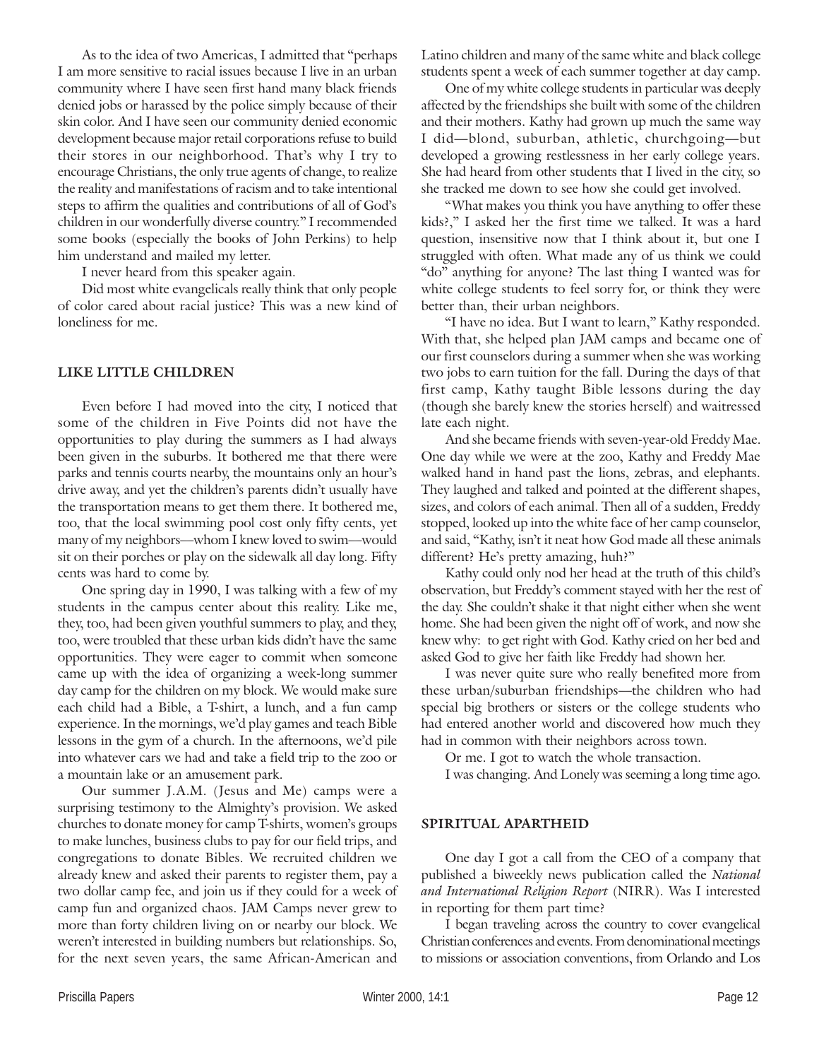As to the idea of two Americas, I admitted that "perhaps I am more sensitive to racial issues because I live in an urban community where I have seen first hand many black friends denied jobs or harassed by the police simply because of their skin color. And I have seen our community denied economic development because major retail corporations refuse to build their stores in our neighborhood. That's why I try to encourage Christians, the only true agents of change, to realize the reality and manifestations of racism and to take intentional steps to affirm the qualities and contributions of all of God's children in our wonderfully diverse country." I recommended some books (especially the books of John Perkins) to help him understand and mailed my letter.

I never heard from this speaker again.

Did most white evangelicals really think that only people of color cared about racial justice? This was a new kind of loneliness for me.

### LIKE LITTLE CHILDREN

Even before I had moved into the city, I noticed that some of the children in Five Points did not have the opportunities to play during the summers as I had always been given in the suburbs. It bothered me that there were parks and tennis courts nearby, the mountains only an hour's drive away, and yet the children's parents didn't usually have the transportation means to get them there. It bothered me, too, that the local swimming pool cost only fifty cents, yet many of my neighbors—whom I knew loved to swim—would sit on their porches or play on the sidewalk all day long. Fifty cents was hard to come by.

One spring day in 1990, I was talking with a few of my students in the campus center about this reality. Like me, they, too, had been given youthful summers to play, and they, too, were troubled that these urban kids didn't have the same opportunities. They were eager to commit when someone came up with the idea of organizing a week-long summer day camp for the children on my block. We would make sure each child had a Bible, a T-shirt, a lunch, and a fun camp experience. In the mornings, we'd play games and teach Bible lessons in the gym of a church. In the afternoons, we'd pile into whatever cars we had and take a field trip to the zoo or a mountain lake or an amusement park.

Our summer J.A.M. (Jesus and Me) camps were a surprising testimony to the Almighty's provision. We asked churches to donate money for camp T-shirts, women's groups to make lunches, business clubs to pay for our field trips, and congregations to donate Bibles. We recruited children we already knew and asked their parents to register them, pay a two dollar camp fee, and join us if they could for a week of camp fun and organized chaos. JAM Camps never grew to more than forty children living on or nearby our block. We weren't interested in building numbers but relationships. So, for the next seven years, the same African-American and Latino children and many of the same white and black college students spent a week of each summer together at day camp.

One of my white college students in particular was deeply affected by the friendships she built with some of the children and their mothers. Kathy had grown up much the same way I did—blond, suburban, athletic, churchgoing—but developed a growing restlessness in her early college years. She had heard from other students that I lived in the city, so she tracked me down to see how she could get involved.

"What makes you think you have anything to offer these kids?," I asked her the first time we talked. It was a hard question, insensitive now that I think about it, but one I struggled with often. What made any of us think we could "do" anything for anyone? The last thing I wanted was for white college students to feel sorry for, or think they were better than, their urban neighbors.

"I have no idea. But I want to learn," Kathy responded. With that, she helped plan JAM camps and became one of our first counselors during a summer when she was working two jobs to earn tuition for the fall. During the days of that first camp, Kathy taught Bible lessons during the day (though she barely knew the stories herself) and waitressed late each night.

And she became friends with seven-year-old Freddy Mae. One day while we were at the zoo, Kathy and Freddy Mae walked hand in hand past the lions, zebras, and elephants. They laughed and talked and pointed at the different shapes, sizes, and colors of each animal. Then all of a sudden, Freddy stopped, looked up into the white face of her camp counselor, and said, "Kathy, isn't it neat how God made all these animals different? He's pretty amazing, huh?"

Kathy could only nod her head at the truth of this child's observation, but Freddy's comment stayed with her the rest of the day. She couldn't shake it that night either when she went home. She had been given the night off of work, and now she knew why: to get right with God. Kathy cried on her bed and asked God to give her faith like Freddy had shown her.

I was never quite sure who really benefited more from these urban/suburban friendships—the children who had special big brothers or sisters or the college students who had entered another world and discovered how much they had in common with their neighbors across town.

Or me. I got to watch the whole transaction.

I was changing. And Lonely was seeming a long time ago.

### SPIRITUAL APARTHEID

One day I got a call from the CEO of a company that published a biweekly news publication called the *National and International Religion Report* (NIRR). Was I interested in reporting for them part time?

I began traveling across the country to cover evangelical Christian conferences and events. From denominational meetings to missions or association conventions, from Orlando and Los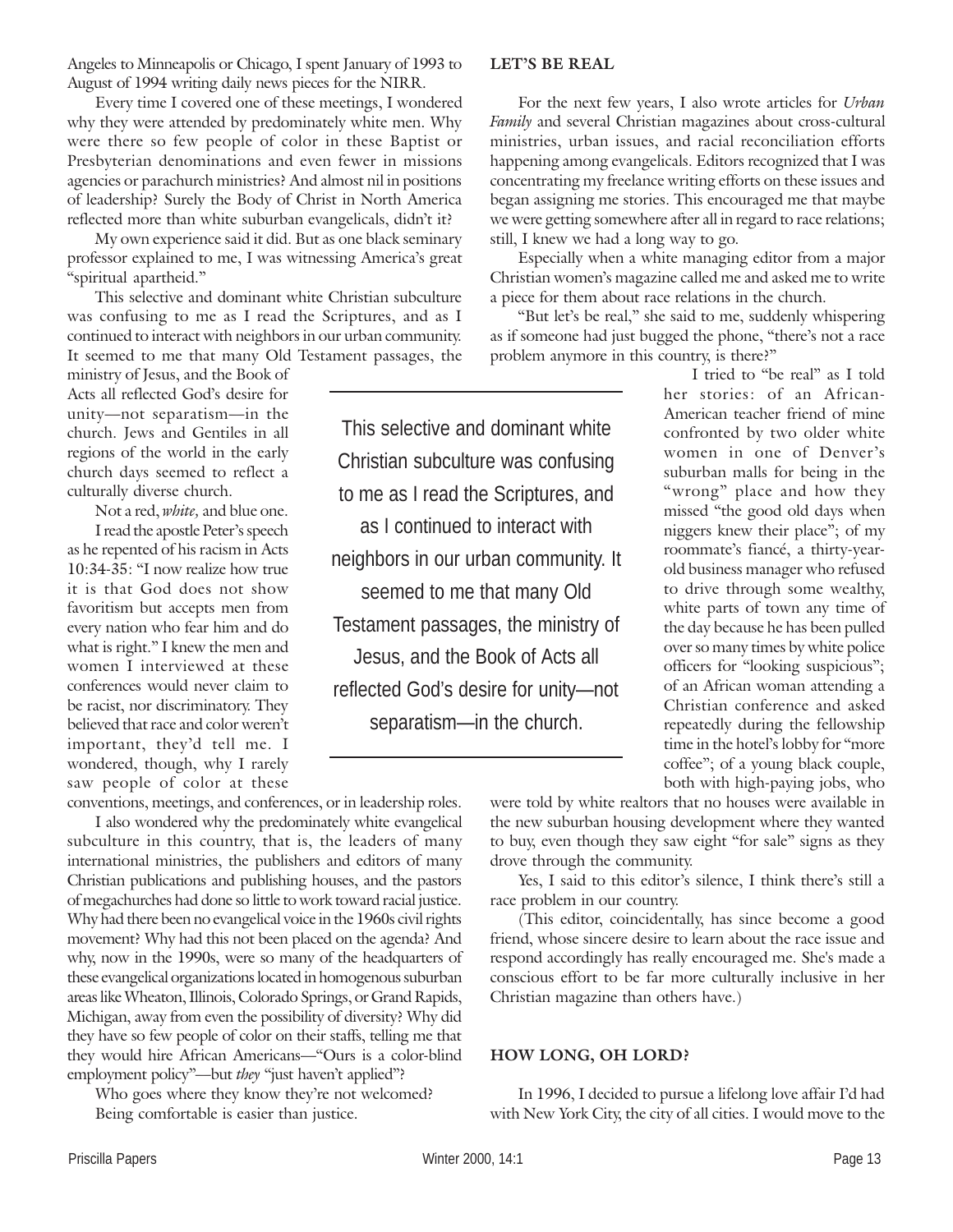Angeles to Minneapolis or Chicago, I spent January of 1993 to August of 1994 writing daily news pieces for the NIRR.

Every time I covered one of these meetings, I wondered why they were attended by predominately white men. Why were there so few people of color in these Baptist or Presbyterian denominations and even fewer in missions agencies or parachurch ministries? And almost nil in positions of leadership? Surely the Body of Christ in North America reflected more than white suburban evangelicals, didn't it?

My own experience said it did. But as one black seminary professor explained to me, I was witnessing America's great "spiritual apartheid."

This selective and dominant white Christian subculture was confusing to me as I read the Scriptures, and as I continued to interact with neighbors in our urban community. It seemed to me that many Old Testament passages, the ministry of Jesus, and the Book of Acts all reflected God's desire for unity—not separatism—in the church. Jews and Gentiles in all regions of the world in the early church days seemed to reflect a culturally diverse church.

Not a red, *white,* and blue one.

I read the apostle Peter's speech as he repented of his racism in Acts 10:34-35: "I now realize how true it is that God does not show favoritism but accepts men from every nation who fear him and do what is right." I knew the men and women I interviewed at these conferences would never claim to be racist, nor discriminatory. They believed that race and color weren't important, they'd tell me. I wondered, though, why I rarely saw people of color at these conventions, meetings, and conferences, or in leadership roles.

> This selective and dominant white Christian subculture was confusing to me as I read the Scriptures, and as I continued to interact with neighbors in our urban community. It seemed to me that many Old Testament passages, the ministry of Jesus, and the Book of Acts all reflected God's desire for unity—not separatism—in the church.

I also wondered why the predominately white evangelical subculture in this country, that is, the leaders of many international ministries, the publishers and editors of many Christian publications and publishing houses, and the pastors of megachurches had done so little to work toward racial justice. Why had there been no evangelical voice in the 1960s civil rights movement? Why had this not been placed on the agenda? And why, now in the 1990s, were so many of the headquarters of these evangelical organizations located in homogenous suburban areas like Wheaton, Illinois, Colorado Springs, or Grand Rapids, Michigan, away from even the possibility of diversity? Why did they have so few people of color on their staffs, telling me that they would hire African Americans—"Ours is a color-blind employment policy"—but *they* "just haven't applied"?

Who goes where they know they're not welcomed?
Being comfortable is easier than justice.

## LET'S BE REAL

For the next few years, I also wrote articles for *Urban Family* and several Christian magazines about cross-cultural ministries, urban issues, and racial reconciliation efforts happening among evangelicals. Editors recognized that I was concentrating my freelance writing efforts on these issues and began assigning me stories. This encouraged me that maybe we were getting somewhere after all in regard to race relations; still, I knew we had a long way to go.

Especially when a white managing editor from a major Christian women's magazine called me and asked me to write a piece for them about race relations in the church.

"But let's be real," she said to me, suddenly whispering as if someone had just bugged the phone, "there's not a race problem anymore in this country, is there?"

I tried to "be real" as I told her stories: of an African-American teacher friend of mine confronted by two older white women in one of Denver's suburban malls for being in the "wrong" place and how they missed "the good old days when niggers knew their place"; of my roommate's fiancé, a thirty-year-old business manager who refused to drive through some wealthy, white parts of town any time of the day because he has been pulled over so many times by white police officers for "looking suspicious"; of an African woman attending a Christian conference and asked repeatedly during the fellowship time in the hotel's lobby for "more coffee"; of a young black couple, both with high-paying jobs, who were told by white realtors that no houses were available in the new suburban housing development where they wanted to buy, even though they saw eight "for sale" signs as they drove through the community.

Yes, I said to this editor's silence, I think there's still a race problem in our country.

(This editor, coincidentally, has since become a good friend, whose sincere desire to learn about the race issue and respond accordingly has really encouraged me. She's made a conscious effort to be far more culturally inclusive in her Christian magazine than others have.)

## HOW LONG, OH LORD?

In 1996, I decided to pursue a lifelong love affair I'd had with New York City, the city of all cities. I would move to the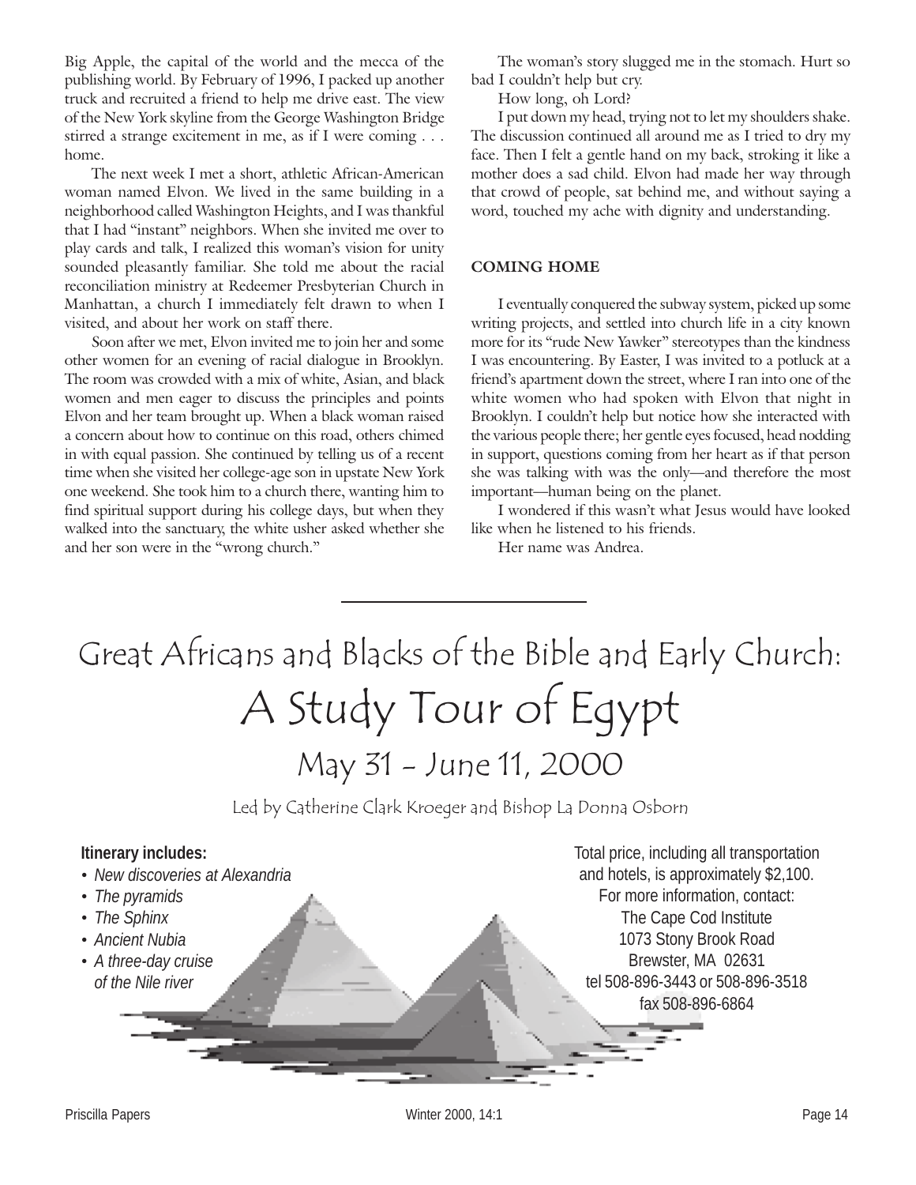Big Apple, the capital of the world and the mecca of the publishing world. By February of 1996, I packed up another truck and recruited a friend to help me drive east. The view of the New York skyline from the George Washington Bridge stirred a strange excitement in me, as if I were coming . . . home.

The next week I met a short, athletic African-American woman named Elvon. We lived in the same building in a neighborhood called Washington Heights, and I was thankful that I had "instant" neighbors. When she invited me over to play cards and talk, I realized this woman's vision for unity sounded pleasantly familiar. She told me about the racial reconciliation ministry at Redeemer Presbyterian Church in Manhattan, a church I immediately felt drawn to when I visited, and about her work on staff there.

Soon after we met, Elvon invited me to join her and some other women for an evening of racial dialogue in Brooklyn. The room was crowded with a mix of white, Asian, and black women and men eager to discuss the principles and points Elvon and her team brought up. When a black woman raised a concern about how to continue on this road, others chimed in with equal passion. She continued by telling us of a recent time when she visited her college-age son in upstate New York one weekend. She took him to a church there, wanting him to find spiritual support during his college days, but when they walked into the sanctuary, the white usher asked whether she and her son were in the "wrong church."

The woman's story slugged me in the stomach. Hurt so bad I couldn't help but cry.

How long, oh Lord?

I put down my head, trying not to let my shoulders shake. The discussion continued all around me as I tried to dry my face. Then I felt a gentle hand on my back, stroking it like a mother does a sad child. Elvon had made her way through that crowd of people, sat behind me, and without saying a word, touched my ache with dignity and understanding.

### COMING HOME

I eventually conquered the subway system, picked up some writing projects, and settled into church life in a city known more for its "rude New Yawker" stereotypes than the kindness I was encountering. By Easter, I was invited to a potluck at a friend's apartment down the street, where I ran into one of the white women who had spoken with Elvon that night in Brooklyn. I couldn't help but notice how she interacted with the various people there; her gentle eyes focused, head nodding in support, questions coming from her heart as if that person she was talking with was the only—and therefore the most important—human being on the planet.

I wondered if this wasn't what Jesus would have looked like when he listened to his friends.

Her name was Andrea.

---

# Great Africans and Blacks of the Bible and Early Church:

# A Study Tour of Egypt

## May 31 - June 11, 2000

Led by Catherine Clark Kroeger and Bishop La Donna Osborn

**Itinerary includes:**

- *New discoveries at Alexandria*
- *The pyramids*
- *The Sphinx*
- *Ancient Nubia*
- *A three-day cruise of the Nile river*

Total price, including all transportation and hotels, is approximately $2,100.
For more information, contact:
The Cape Cod Institute
1073 Stony Brook Road
Brewster, MA 02631
tel 508-896-3443 or 508-896-3518
fax 508-896-6864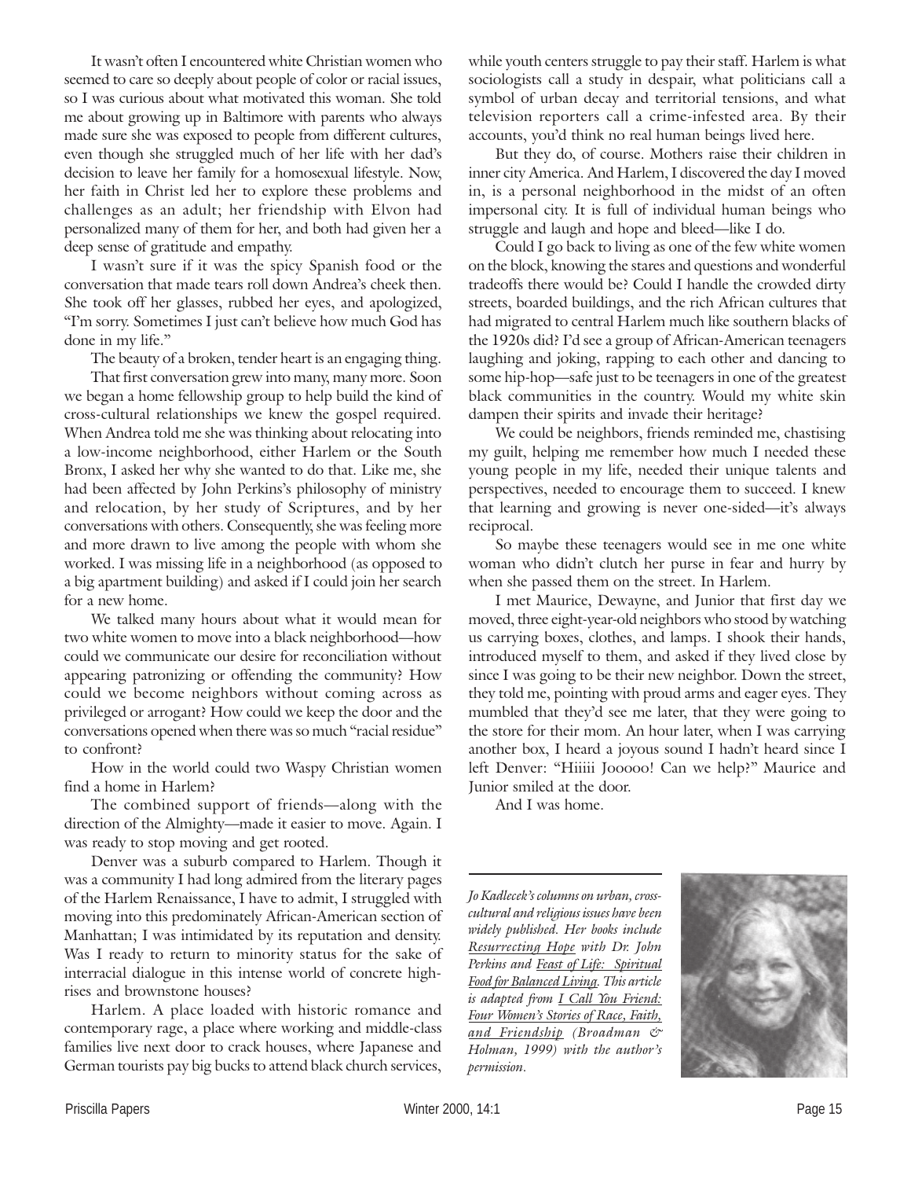It wasn't often I encountered white Christian women who seemed to care so deeply about people of color or racial issues, so I was curious about what motivated this woman. She told me about growing up in Baltimore with parents who always made sure she was exposed to people from different cultures, even though she struggled much of her life with her dad's decision to leave her family for a homosexual lifestyle. Now, her faith in Christ led her to explore these problems and challenges as an adult; her friendship with Elvon had personalized many of them for her, and both had given her a deep sense of gratitude and empathy.

I wasn't sure if it was the spicy Spanish food or the conversation that made tears roll down Andrea's cheek then. She took off her glasses, rubbed her eyes, and apologized, "I'm sorry. Sometimes I just can't believe how much God has done in my life."

The beauty of a broken, tender heart is an engaging thing.

That first conversation grew into many, many more. Soon we began a home fellowship group to help build the kind of cross-cultural relationships we knew the gospel required. When Andrea told me she was thinking about relocating into a low-income neighborhood, either Harlem or the South Bronx, I asked her why she wanted to do that. Like me, she had been affected by John Perkins's philosophy of ministry and relocation, by her study of Scriptures, and by her conversations with others. Consequently, she was feeling more and more drawn to live among the people with whom she worked. I was missing life in a neighborhood (as opposed to a big apartment building) and asked if I could join her search for a new home.

We talked many hours about what it would mean for two white women to move into a black neighborhood—how could we communicate our desire for reconciliation without appearing patronizing or offending the community? How could we become neighbors without coming across as privileged or arrogant? How could we keep the door and the conversations opened when there was so much "racial residue" to confront?

How in the world could two Waspy Christian women find a home in Harlem?

The combined support of friends—along with the direction of the Almighty—made it easier to move. Again. I was ready to stop moving and get rooted.

Denver was a suburb compared to Harlem. Though it was a community I had long admired from the literary pages of the Harlem Renaissance, I have to admit, I struggled with moving into this predominately African-American section of Manhattan; I was intimidated by its reputation and density. Was I ready to return to minority status for the sake of interracial dialogue in this intense world of concrete high-rises and brownstone houses?

Harlem. A place loaded with historic romance and contemporary rage, a place where working and middle-class families live next door to crack houses, where Japanese and German tourists pay big bucks to attend black church services, while youth centers struggle to pay their staff. Harlem is what sociologists call a study in despair, what politicians call a symbol of urban decay and territorial tensions, and what television reporters call a crime-infested area. By their accounts, you'd think no real human beings lived here.

But they do, of course. Mothers raise their children in inner city America. And Harlem, I discovered the day I moved in, is a personal neighborhood in the midst of an often impersonal city. It is full of individual human beings who struggle and laugh and hope and bleed—like I do.

Could I go back to living as one of the few white women on the block, knowing the stares and questions and wonderful tradeoffs there would be? Could I handle the crowded dirty streets, boarded buildings, and the rich African cultures that had migrated to central Harlem much like southern blacks of the 1920s did? I'd see a group of African-American teenagers laughing and joking, rapping to each other and dancing to some hip-hop—safe just to be teenagers in one of the greatest black communities in the country. Would my white skin dampen their spirits and invade their heritage?

We could be neighbors, friends reminded me, chastising my guilt, helping me remember how much I needed these young people in my life, needed their unique talents and perspectives, needed to encourage them to succeed. I knew that learning and growing is never one-sided—it's always reciprocal.

So maybe these teenagers would see in me one white woman who didn't clutch her purse in fear and hurry by when she passed them on the street. In Harlem.

I met Maurice, Dewayne, and Junior that first day we moved, three eight-year-old neighbors who stood by watching us carrying boxes, clothes, and lamps. I shook their hands, introduced myself to them, and asked if they lived close by since I was going to be their new neighbor. Down the street, they told me, pointing with proud arms and eager eyes. They mumbled that they'd see me later, that they were going to the store for their mom. An hour later, when I was carrying another box, I heard a joyous sound I hadn't heard since I left Denver: "Hiiiii Jooooo! Can we help?" Maurice and Junior smiled at the door.

And I was home.

---

*Jo Kadlecek's columns on urban, cross-cultural and religious issues have been widely published. Her books include Resurrecting Hope with Dr. John Perkins and Feast of Life: Spiritual Food for Balanced Living. This article is adapted from I Call You Friend: Four Women's Stories of Race, Faith, and Friendship (Broadman & Holman, 1999) with the author's permission.*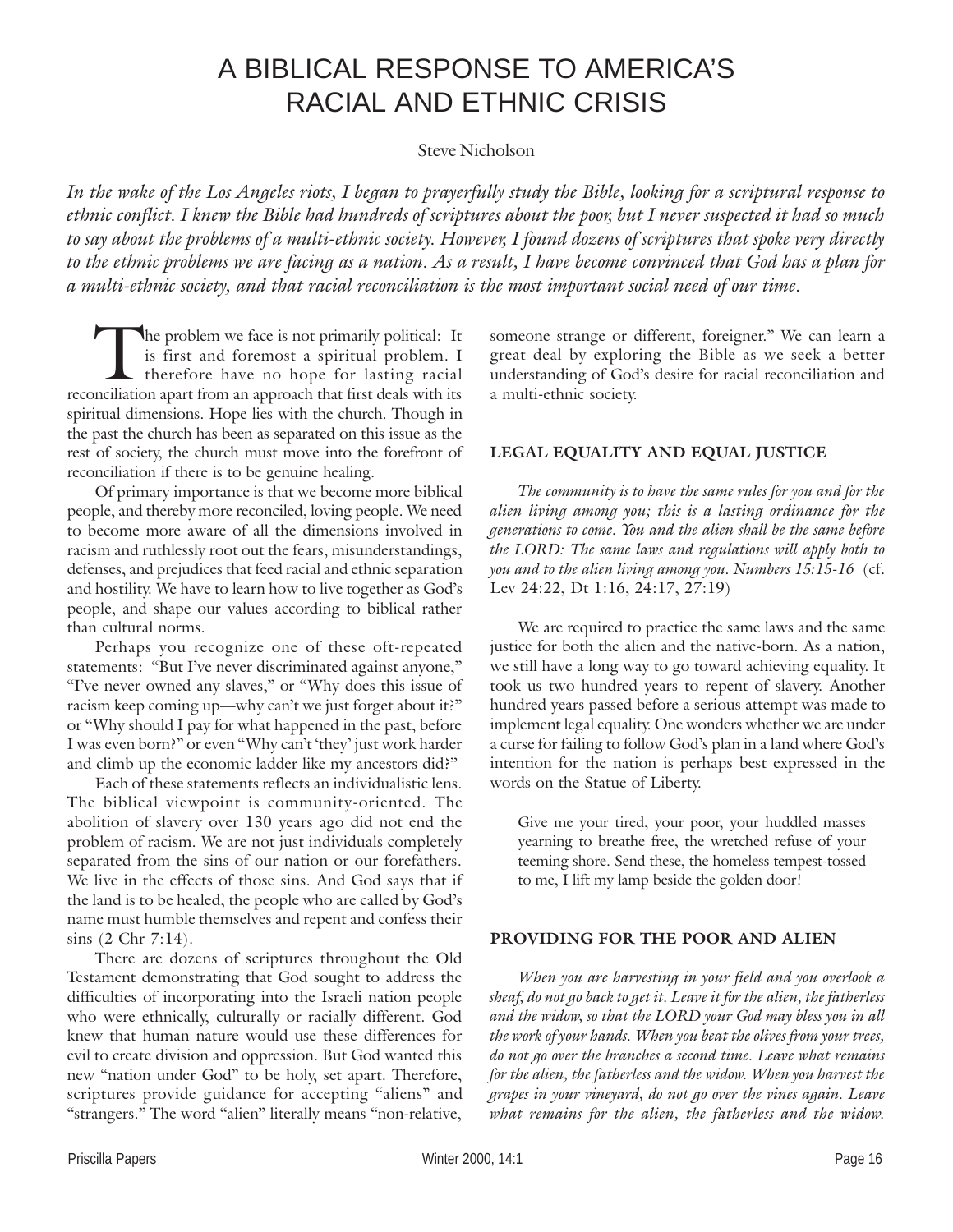# A BIBLICAL RESPONSE TO AMERICA'S RACIAL AND ETHNIC CRISIS

Steve Nicholson

*In the wake of the Los Angeles riots, I began to prayerfully study the Bible, looking for a scriptural response to ethnic conflict. I knew the Bible had hundreds of scriptures about the poor, but I never suspected it had so much to say about the problems of a multi-ethnic society. However, I found dozens of scriptures that spoke very directly to the ethnic problems we are facing as a nation. As a result, I have become convinced that God has a plan for a multi-ethnic society, and that racial reconciliation is the most important social need of our time.*

The problem we face is not primarily political: It is first and foremost a spiritual problem. I therefore have no hope for lasting racial reconciliation apart from an approach that first deals with its spiritual dimensions. Hope lies with the church. Though in the past the church has been as separated on this issue as the rest of society, the church must move into the forefront of reconciliation if there is to be genuine healing.

Of primary importance is that we become more biblical people, and thereby more reconciled, loving people. We need to become more aware of all the dimensions involved in racism and ruthlessly root out the fears, misunderstandings, defenses, and prejudices that feed racial and ethnic separation and hostility. We have to learn how to live together as God's people, and shape our values according to biblical rather than cultural norms.

Perhaps you recognize one of these oft-repeated statements: "But I've never discriminated against anyone," "I've never owned any slaves," or "Why does this issue of racism keep coming up—why can't we just forget about it?" or "Why should I pay for what happened in the past, before I was even born?" or even "Why can't 'they' just work harder and climb up the economic ladder like my ancestors did?"

Each of these statements reflects an individualistic lens. The biblical viewpoint is community-oriented. The abolition of slavery over 130 years ago did not end the problem of racism. We are not just individuals completely separated from the sins of our nation or our forefathers. We live in the effects of those sins. And God says that if the land is to be healed, the people who are called by God's name must humble themselves and repent and confess their sins (2 Chr 7:14).

There are dozens of scriptures throughout the Old Testament demonstrating that God sought to address the difficulties of incorporating into the Israeli nation people who were ethnically, culturally or racially different. God knew that human nature would use these differences for evil to create division and oppression. But God wanted this new "nation under God" to be holy, set apart. Therefore, scriptures provide guidance for accepting "aliens" and "strangers." The word "alien" literally means "non-relative, someone strange or different, foreigner." We can learn a great deal by exploring the Bible as we seek a better understanding of God's desire for racial reconciliation and a multi-ethnic society.

## LEGAL EQUALITY AND EQUAL JUSTICE

*The community is to have the same rules for you and for the alien living among you; this is a lasting ordinance for the generations to come. You and the alien shall be the same before the LORD: The same laws and regulations will apply both to you and to the alien living among you. Numbers 15:15-16* (cf. Lev 24:22, Dt 1:16, 24:17, 27:19)

We are required to practice the same laws and the same justice for both the alien and the native-born. As a nation, we still have a long way to go toward achieving equality. It took us two hundred years to repent of slavery. Another hundred years passed before a serious attempt was made to implement legal equality. One wonders whether we are under a curse for failing to follow God's plan in a land where God's intention for the nation is perhaps best expressed in the words on the Statue of Liberty.

> Give me your tired, your poor, your huddled masses yearning to breathe free, the wretched refuse of your teeming shore. Send these, the homeless tempest-tossed to me, I lift my lamp beside the golden door!

## PROVIDING FOR THE POOR AND ALIEN

*When you are harvesting in your field and you overlook a sheaf, do not go back to get it. Leave it for the alien, the fatherless and the widow, so that the LORD your God may bless you in all the work of your hands. When you beat the olives from your trees, do not go over the branches a second time. Leave what remains for the alien, the fatherless and the widow. When you harvest the grapes in your vineyard, do not go over the vines again. Leave what remains for the alien, the fatherless and the widow.*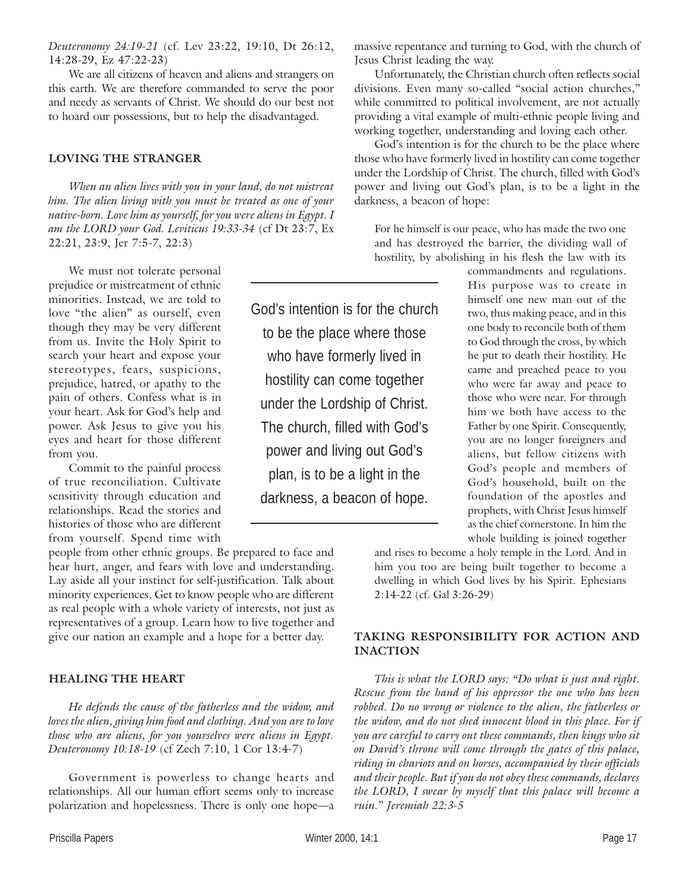*Deuteronomy 24:19-21* (cf. Lev 23:22, 19:10, Dt 26:12, 14:28-29, Ez 47:22-23)

We are all citizens of heaven and aliens and strangers on this earth. We are therefore commanded to serve the poor and needy as servants of Christ. We should do our best not to hoard our possessions, but to help the disadvantaged.

### LOVING THE STRANGER

*When an alien lives with you in your land, do not mistreat him. The alien living with you must be treated as one of your native-born. Love him as yourself, for you were aliens in Egypt. I am the LORD your God. Leviticus 19:33-34* (cf Dt 23:7, Ex 22:21, 23:9, Jer 7:5-7, 22:3)

We must not tolerate personal prejudice or mistreatment of ethnic minorities. Instead, we are told to love "the alien" as ourself, even though they may be very different from us. Invite the Holy Spirit to search your heart and expose your stereotypes, fears, suspicions, prejudice, hatred, or apathy to the pain of others. Confess what is in your heart. Ask for God's help and power. Ask Jesus to give you his eyes and heart for those different from you.

Commit to the painful process of true reconciliation. Cultivate sensitivity through education and relationships. Read the stories and histories of those who are different from yourself. Spend time with people from other ethnic groups. Be prepared to face and hear hurt, anger, and fears with love and understanding. Lay aside all your instinct for self-justification. Talk about minority experiences. Get to know people who are different as real people with a whole variety of interests, not just as representatives of a group. Learn how to live together and give our nation an example and a hope for a better day.

### HEALING THE HEART

*He defends the cause of the fatherless and the widow, and loves the alien, giving him food and clothing. And you are to love those who are aliens, for you yourselves were aliens in Egypt. Deuteronomy 10:18-19* (cf Zech 7:10, 1 Cor 13:4-7)

Government is powerless to change hearts and relationships. All our human effort seems only to increase polarization and hopelessness. There is only one hope—a massive repentance and turning to God, with the church of Jesus Christ leading the way.

Unfortunately, the Christian church often reflects social divisions. Even many so-called "social action churches," while committed to political involvement, are not actually providing a vital example of multi-ethnic people living and working together, understanding and loving each other.

God's intention is for the church to be the place where those who have formerly lived in hostility can come together under the Lordship of Christ. The church, filled with God's power and living out God's plan, is to be a light in the darkness, a beacon of hope:

> For he himself is our peace, who has made the two one and has destroyed the barrier, the dividing wall of hostility, by abolishing in his flesh the law with its commandments and regulations. His purpose was to create in himself one new man out of the two, thus making peace, and in this one body to reconcile both of them to God through the cross, by which he put to death their hostility. He came and preached peace to you who were far away and peace to those who were near. For through him we both have access to the Father by one Spirit. Consequently, you are no longer foreigners and aliens, but fellow citizens with God's people and members of God's household, built on the foundation of the apostles and prophets, with Christ Jesus himself as the chief cornerstone. In him the whole building is joined together and rises to become a holy temple in the Lord. And in him you too are being built together to become a dwelling in which God lives by his Spirit. Ephesians 2:14-22 (cf. Gal 3:26-29)

> God's intention is for the church to be the place where those who have formerly lived in hostility can come together under the Lordship of Christ. The church, filled with God's power and living out God's plan, is to be a light in the darkness, a beacon of hope.

### TAKING RESPONSIBILITY FOR ACTION AND INACTION

*This is what the LORD says: "Do what is just and right. Rescue from the hand of his oppressor the one who has been robbed. Do no wrong or violence to the alien, the fatherless or the widow, and do not shed innocent blood in this place. For if you are careful to carry out these commands, then kings who sit on David's throne will come through the gates of this palace, riding in chariots and on horses, accompanied by their officials and their people. But if you do not obey these commands, declares the LORD, I swear by myself that this palace will become a ruin." Jeremiah 22:3-5*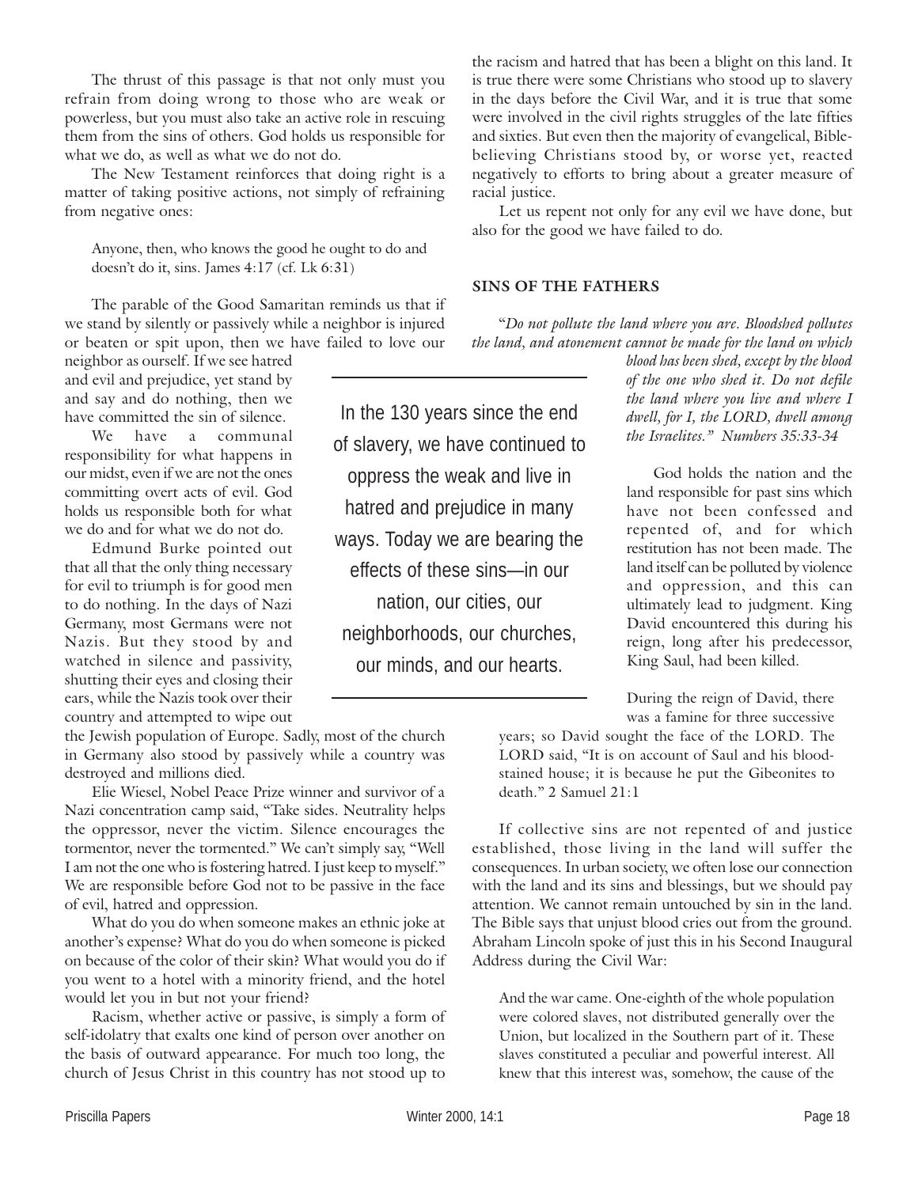The thrust of this passage is that not only must you refrain from doing wrong to those who are weak or powerless, but you must also take an active role in rescuing them from the sins of others. God holds us responsible for what we do, as well as what we do not do.

The New Testament reinforces that doing right is a matter of taking positive actions, not simply of refraining from negative ones:

> Anyone, then, who knows the good he ought to do and doesn't do it, sins. James 4:17 (cf. Lk 6:31)

The parable of the Good Samaritan reminds us that if we stand by silently or passively while a neighbor is injured or beaten or spit upon, then we have failed to love our neighbor as ourself. If we see hatred and evil and prejudice, yet stand by and say and do nothing, then we have committed the sin of silence.

We have a communal responsibility for what happens in our midst, even if we are not the ones committing overt acts of evil. God holds us responsible both for what we do and for what we do not do.

Edmund Burke pointed out that all that the only thing necessary for evil to triumph is for good men to do nothing. In the days of Nazi Germany, most Germans were not Nazis. But they stood by and watched in silence and passivity, shutting their eyes and closing their ears, while the Nazis took over their country and attempted to wipe out the Jewish population of Europe. Sadly, most of the church in Germany also stood by passively while a country was destroyed and millions died.

Elie Wiesel, Nobel Peace Prize winner and survivor of a Nazi concentration camp said, "Take sides. Neutrality helps the oppressor, never the victim. Silence encourages the tormentor, never the tormented." We can't simply say, "Well I am not the one who is fostering hatred. I just keep to myself." We are responsible before God not to be passive in the face of evil, hatred and oppression.

What do you do when someone makes an ethnic joke at another's expense? What do you do when someone is picked on because of the color of their skin? What would you do if you went to a hotel with a minority friend, and the hotel would let you in but not your friend?

Racism, whether active or passive, is simply a form of self-idolatry that exalts one kind of person over another on the basis of outward appearance. For much too long, the church of Jesus Christ in this country has not stood up to the racism and hatred that has been a blight on this land. It is true there were some Christians who stood up to slavery in the days before the Civil War, and it is true that some were involved in the civil rights struggles of the late fifties and sixties. But even then the majority of evangelical, Bible-believing Christians stood by, or worse yet, reacted negatively to efforts to bring about a greater measure of racial justice.

Let us repent not only for any evil we have done, but also for the good we have failed to do.

> In the 130 years since the end of slavery, we have continued to oppress the weak and live in hatred and prejudice in many ways. Today we are bearing the effects of these sins—in our nation, our cities, our neighborhoods, our churches, our minds, and our hearts.

## SINS OF THE FATHERS

"*Do not pollute the land where you are. Bloodshed pollutes the land, and atonement cannot be made for the land on which blood has been shed, except by the blood of the one who shed it. Do not defile the land where you live and where I dwell, for I, the LORD, dwell among the Israelites." Numbers 35:33-34*

God holds the nation and the land responsible for past sins which have not been confessed and repented of, and for which restitution has not been made. The land itself can be polluted by violence and oppression, and this can ultimately lead to judgment. King David encountered this during his reign, long after his predecessor, King Saul, had been killed.

> During the reign of David, there was a famine for three successive years; so David sought the face of the LORD. The LORD said, "It is on account of Saul and his blood-stained house; it is because he put the Gibeonites to death." 2 Samuel 21:1

If collective sins are not repented of and justice established, those living in the land will suffer the consequences. In urban society, we often lose our connection with the land and its sins and blessings, but we should pay attention. We cannot remain untouched by sin in the land. The Bible says that unjust blood cries out from the ground. Abraham Lincoln spoke of just this in his Second Inaugural Address during the Civil War:

> And the war came. One-eighth of the whole population were colored slaves, not distributed generally over the Union, but localized in the Southern part of it. These slaves constituted a peculiar and powerful interest. All knew that this interest was, somehow, the cause of the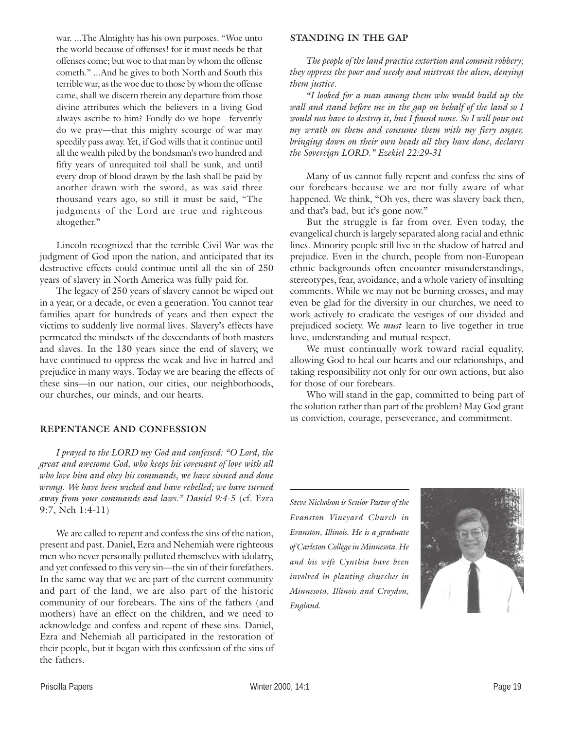war. ...The Almighty has his own purposes. "Woe unto the world because of offenses! for it must needs be that offenses come; but woe to that man by whom the offense cometh." ...And he gives to both North and South this terrible war, as the woe due to those by whom the offense came, shall we discern therein any departure from those divine attributes which the believers in a living God always ascribe to him? Fondly do we hope—fervently do we pray—that this mighty scourge of war may speedily pass away. Yet, if God wills that it continue until all the wealth piled by the bondsman's two hundred and fifty years of unrequited toil shall be sunk, and until every drop of blood drawn by the lash shall be paid by another drawn with the sword, as was said three thousand years ago, so still it must be said, "The judgments of the Lord are true and righteous altogether."

Lincoln recognized that the terrible Civil War was the judgment of God upon the nation, and anticipated that its destructive effects could continue until all the sin of 250 years of slavery in North America was fully paid for.

The legacy of 250 years of slavery cannot be wiped out in a year, or a decade, or even a generation. You cannot tear families apart for hundreds of years and then expect the victims to suddenly live normal lives. Slavery's effects have permeated the mindsets of the descendants of both masters and slaves. In the 130 years since the end of slavery, we have continued to oppress the weak and live in hatred and prejudice in many ways. Today we are bearing the effects of these sins—in our nation, our cities, our neighborhoods, our churches, our minds, and our hearts.

## REPENTANCE AND CONFESSION

*I prayed to the LORD my God and confessed: "O Lord, the great and awesome God, who keeps his covenant of love with all who love him and obey his commands, we have sinned and done wrong. We have been wicked and have rebelled; we have turned away from your commands and laws." Daniel 9:4-5* (cf. Ezra 9:7, Neh 1:4-11)

We are called to repent and confess the sins of the nation, present and past. Daniel, Ezra and Nehemiah were righteous men who never personally polluted themselves with idolatry, and yet confessed to this very sin—the sin of their forefathers. In the same way that we are part of the current community and part of the land, we are also part of the historic community of our forebears. The sins of the fathers (and mothers) have an effect on the children, and we need to acknowledge and confess and repent of these sins. Daniel, Ezra and Nehemiah all participated in the restoration of their people, but it began with this confession of the sins of the fathers.

## STANDING IN THE GAP

*The people of the land practice extortion and commit robbery; they oppress the poor and needy and mistreat the alien, denying them justice.*

*"I looked for a man among them who would build up the wall and stand before me in the gap on behalf of the land so I would not have to destroy it, but I found none. So I will pour out my wrath on them and consume them with my fiery anger, bringing down on their own heads all they have done, declares the Sovereign LORD." Ezekiel 22:29-31*

Many of us cannot fully repent and confess the sins of our forebears because we are not fully aware of what happened. We think, "Oh yes, there was slavery back then, and that's bad, but it's gone now."

But the struggle is far from over. Even today, the evangelical church is largely separated along racial and ethnic lines. Minority people still live in the shadow of hatred and prejudice. Even in the church, people from non-European ethnic backgrounds often encounter misunderstandings, stereotypes, fear, avoidance, and a whole variety of insulting comments. While we may not be burning crosses, and may even be glad for the diversity in our churches, we need to work actively to eradicate the vestiges of our divided and prejudiced society. We *must* learn to live together in true love, understanding and mutual respect.

We must continually work toward racial equality, allowing God to heal our hearts and our relationships, and taking responsibility not only for our own actions, but also for those of our forebears.

Who will stand in the gap, committed to being part of the solution rather than part of the problem? May God grant us conviction, courage, perseverance, and commitment.

---

*Steve Nicholson is Senior Pastor of the Evanston Vineyard Church in Evanston, Illinois. He is a graduate of Carleton College in Minnesota. He and his wife Cynthia have been involved in planting churches in Minnesota, Illinois and Croydon, England.*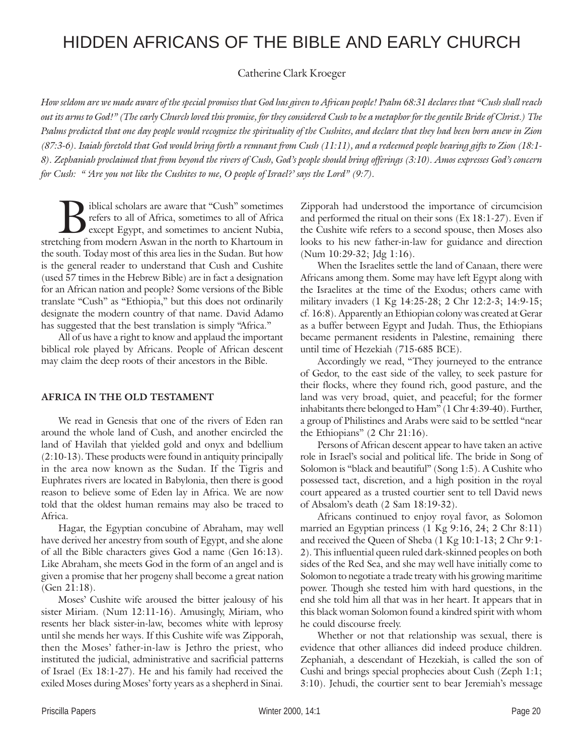# HIDDEN AFRICANS OF THE BIBLE AND EARLY CHURCH

Catherine Clark Kroeger

*How seldom are we made aware of the special promises that God has given to African people! Psalm 68:31 declares that "Cush shall reach out its arms to God!" (The early Church loved this promise, for they considered Cush to be a metaphor for the gentile Bride of Christ.) The Psalms predicted that one day people would recognize the spirituality of the Cushites, and declare that they had been born anew in Zion (87:3-6). Isaiah foretold that God would bring forth a remnant from Cush (11:11), and a redeemed people bearing gifts to Zion (18:1-8). Zephaniah proclaimed that from beyond the rivers of Cush, God's people should bring offerings (3:10). Amos expresses God's concern for Cush: " 'Are you not like the Cushites to me, O people of Israel?' says the Lord" (9:7).*

Biblical scholars are aware that "Cush" sometimes refers to all of Africa, sometimes to all of Africa except Egypt, and sometimes to ancient Nubia, stretching from modern Aswan in the north to Khartoum in the south. Today most of this area lies in the Sudan. But how is the general reader to understand that Cush and Cushite (used 57 times in the Hebrew Bible) are in fact a designation for an African nation and people? Some versions of the Bible translate "Cush" as "Ethiopia," but this does not ordinarily designate the modern country of that name. David Adamo has suggested that the best translation is simply "Africa."

All of us have a right to know and applaud the important biblical role played by Africans. People of African descent may claim the deep roots of their ancestors in the Bible.

## AFRICA IN THE OLD TESTAMENT

We read in Genesis that one of the rivers of Eden ran around the whole land of Cush, and another encircled the land of Havilah that yielded gold and onyx and bdellium (2:10-13). These products were found in antiquity principally in the area now known as the Sudan. If the Tigris and Euphrates rivers are located in Babylonia, then there is good reason to believe some of Eden lay in Africa. We are now told that the oldest human remains may also be traced to Africa.

Hagar, the Egyptian concubine of Abraham, may well have derived her ancestry from south of Egypt, and she alone of all the Bible characters gives God a name (Gen 16:13). Like Abraham, she meets God in the form of an angel and is given a promise that her progeny shall become a great nation (Gen 21:18).

Moses' Cushite wife aroused the bitter jealousy of his sister Miriam. (Num 12:11-16). Amusingly, Miriam, who resents her black sister-in-law, becomes white with leprosy until she mends her ways. If this Cushite wife was Zipporah, then the Moses' father-in-law is Jethro the priest, who instituted the judicial, administrative and sacrificial patterns of Israel (Ex 18:1-27). He and his family had received the exiled Moses during Moses' forty years as a shepherd in Sinai. Zipporah had understood the importance of circumcision and performed the ritual on their sons (Ex 18:1-27). Even if the Cushite wife refers to a second spouse, then Moses also looks to his new father-in-law for guidance and direction (Num 10:29-32; Jdg 1:16).

When the Israelites settle the land of Canaan, there were Africans among them. Some may have left Egypt along with the Israelites at the time of the Exodus; others came with military invaders (1 Kg 14:25-28; 2 Chr 12:2-3; 14:9-15; cf. 16:8). Apparently an Ethiopian colony was created at Gerar as a buffer between Egypt and Judah. Thus, the Ethiopians became permanent residents in Palestine, remaining there until time of Hezekiah (715-685 BCE).

Accordingly we read, "They journeyed to the entrance of Gedor, to the east side of the valley, to seek pasture for their flocks, where they found rich, good pasture, and the land was very broad, quiet, and peaceful; for the former inhabitants there belonged to Ham" (1 Chr 4:39-40). Further, a group of Philistines and Arabs were said to be settled "near the Ethiopians" (2 Chr 21:16).

Persons of African descent appear to have taken an active role in Israel's social and political life. The bride in Song of Solomon is "black and beautiful" (Song 1:5). A Cushite who possessed tact, discretion, and a high position in the royal court appeared as a trusted courtier sent to tell David news of Absalom's death (2 Sam 18:19-32).

Africans continued to enjoy royal favor, as Solomon married an Egyptian princess (1 Kg 9:16, 24; 2 Chr 8:11) and received the Queen of Sheba (1 Kg 10:1-13; 2 Chr 9:1-2). This influential queen ruled dark-skinned peoples on both sides of the Red Sea, and she may well have initially come to Solomon to negotiate a trade treaty with his growing maritime power. Though she tested him with hard questions, in the end she told him all that was in her heart. It appears that in this black woman Solomon found a kindred spirit with whom he could discourse freely.

Whether or not that relationship was sexual, there is evidence that other alliances did indeed produce children. Zephaniah, a descendant of Hezekiah, is called the son of Cushi and brings special prophecies about Cush (Zeph 1:1; 3:10). Jehudi, the courtier sent to bear Jeremiah's message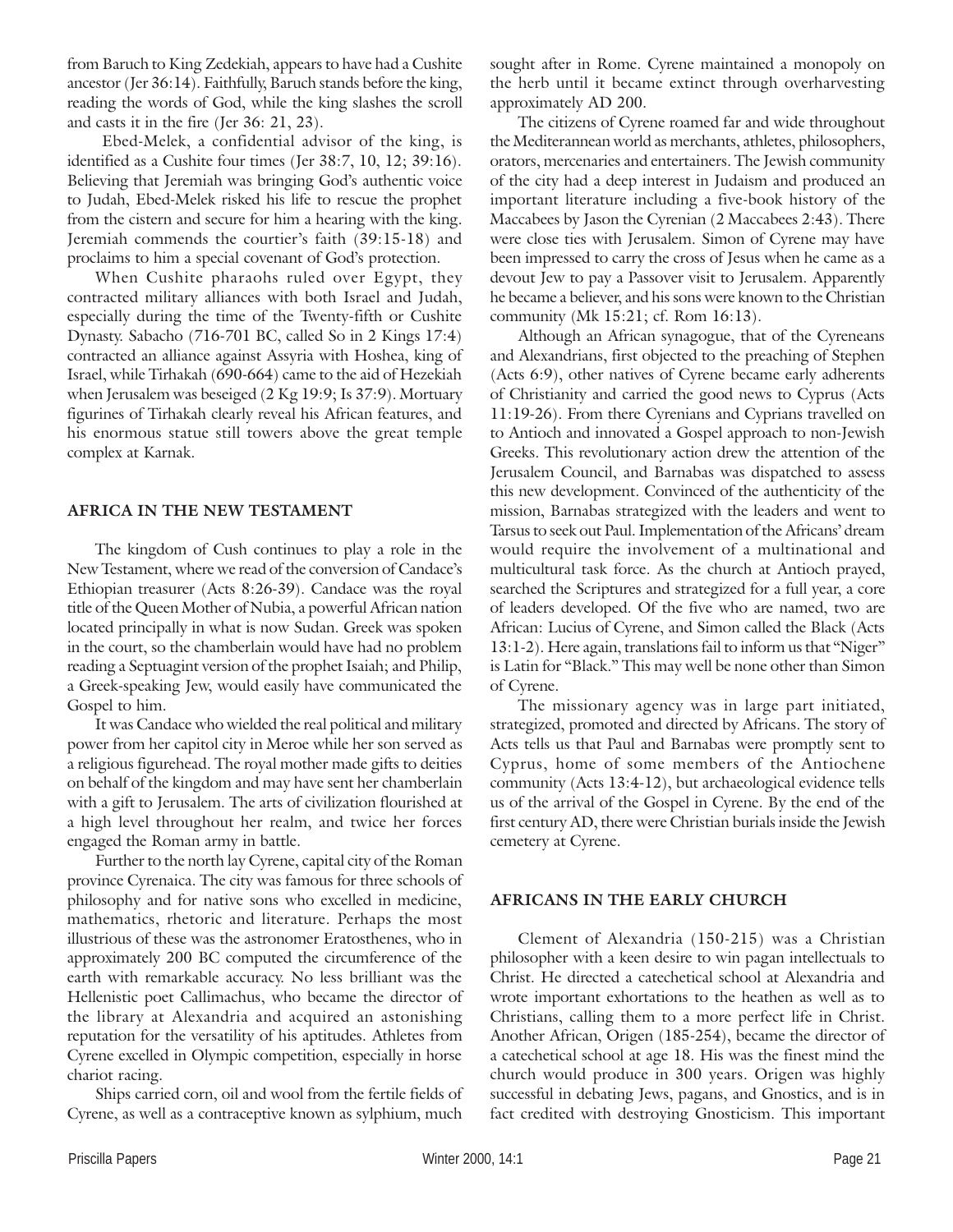from Baruch to King Zedekiah, appears to have had a Cushite ancestor (Jer 36:14). Faithfully, Baruch stands before the king, reading the words of God, while the king slashes the scroll and casts it in the fire (Jer 36: 21, 23).

Ebed-Melek, a confidential advisor of the king, is identified as a Cushite four times (Jer 38:7, 10, 12; 39:16). Believing that Jeremiah was bringing God's authentic voice to Judah, Ebed-Melek risked his life to rescue the prophet from the cistern and secure for him a hearing with the king. Jeremiah commends the courtier's faith (39:15-18) and proclaims to him a special covenant of God's protection.

When Cushite pharaohs ruled over Egypt, they contracted military alliances with both Israel and Judah, especially during the time of the Twenty-fifth or Cushite Dynasty. Sabacho (716-701 BC, called So in 2 Kings 17:4) contracted an alliance against Assyria with Hoshea, king of Israel, while Tirhakah (690-664) came to the aid of Hezekiah when Jerusalem was beseiged (2 Kg 19:9; Is 37:9). Mortuary figurines of Tirhakah clearly reveal his African features, and his enormous statue still towers above the great temple complex at Karnak.

## AFRICA IN THE NEW TESTAMENT

The kingdom of Cush continues to play a role in the New Testament, where we read of the conversion of Candace's Ethiopian treasurer (Acts 8:26-39). Candace was the royal title of the Queen Mother of Nubia, a powerful African nation located principally in what is now Sudan. Greek was spoken in the court, so the chamberlain would have had no problem reading a Septuagint version of the prophet Isaiah; and Philip, a Greek-speaking Jew, would easily have communicated the Gospel to him.

It was Candace who wielded the real political and military power from her capitol city in Meroe while her son served as a religious figurehead. The royal mother made gifts to deities on behalf of the kingdom and may have sent her chamberlain with a gift to Jerusalem. The arts of civilization flourished at a high level throughout her realm, and twice her forces engaged the Roman army in battle.

Further to the north lay Cyrene, capital city of the Roman province Cyrenaica. The city was famous for three schools of philosophy and for native sons who excelled in medicine, mathematics, rhetoric and literature. Perhaps the most illustrious of these was the astronomer Eratosthenes, who in approximately 200 BC computed the circumference of the earth with remarkable accuracy. No less brilliant was the Hellenistic poet Callimachus, who became the director of the library at Alexandria and acquired an astonishing reputation for the versatility of his aptitudes. Athletes from Cyrene excelled in Olympic competition, especially in horse chariot racing.

Ships carried corn, oil and wool from the fertile fields of Cyrene, as well as a contraceptive known as sylphium, much sought after in Rome. Cyrene maintained a monopoly on the herb until it became extinct through overharvesting approximately AD 200.

The citizens of Cyrene roamed far and wide throughout the Mediterannean world as merchants, athletes, philosophers, orators, mercenaries and entertainers. The Jewish community of the city had a deep interest in Judaism and produced an important literature including a five-book history of the Maccabees by Jason the Cyrenian (2 Maccabees 2:43). There were close ties with Jerusalem. Simon of Cyrene may have been impressed to carry the cross of Jesus when he came as a devout Jew to pay a Passover visit to Jerusalem. Apparently he became a believer, and his sons were known to the Christian community (Mk 15:21; cf. Rom 16:13).

Although an African synagogue, that of the Cyreneans and Alexandrians, first objected to the preaching of Stephen (Acts 6:9), other natives of Cyrene became early adherents of Christianity and carried the good news to Cyprus (Acts 11:19-26). From there Cyrenians and Cyprians travelled on to Antioch and innovated a Gospel approach to non-Jewish Greeks. This revolutionary action drew the attention of the Jerusalem Council, and Barnabas was dispatched to assess this new development. Convinced of the authenticity of the mission, Barnabas strategized with the leaders and went to Tarsus to seek out Paul. Implementation of the Africans' dream would require the involvement of a multinational and multicultural task force. As the church at Antioch prayed, searched the Scriptures and strategized for a full year, a core of leaders developed. Of the five who are named, two are African: Lucius of Cyrene, and Simon called the Black (Acts 13:1-2). Here again, translations fail to inform us that "Niger" is Latin for "Black." This may well be none other than Simon of Cyrene.

The missionary agency was in large part initiated, strategized, promoted and directed by Africans. The story of Acts tells us that Paul and Barnabas were promptly sent to Cyprus, home of some members of the Antiochene community (Acts 13:4-12), but archaeological evidence tells us of the arrival of the Gospel in Cyrene. By the end of the first century AD, there were Christian burials inside the Jewish cemetery at Cyrene.

## AFRICANS IN THE EARLY CHURCH

Clement of Alexandria (150-215) was a Christian philosopher with a keen desire to win pagan intellectuals to Christ. He directed a catechetical school at Alexandria and wrote important exhortations to the heathen as well as to Christians, calling them to a more perfect life in Christ. Another African, Origen (185-254), became the director of a catechetical school at age 18. His was the finest mind the church would produce in 300 years. Origen was highly successful in debating Jews, pagans, and Gnostics, and is in fact credited with destroying Gnosticism. This important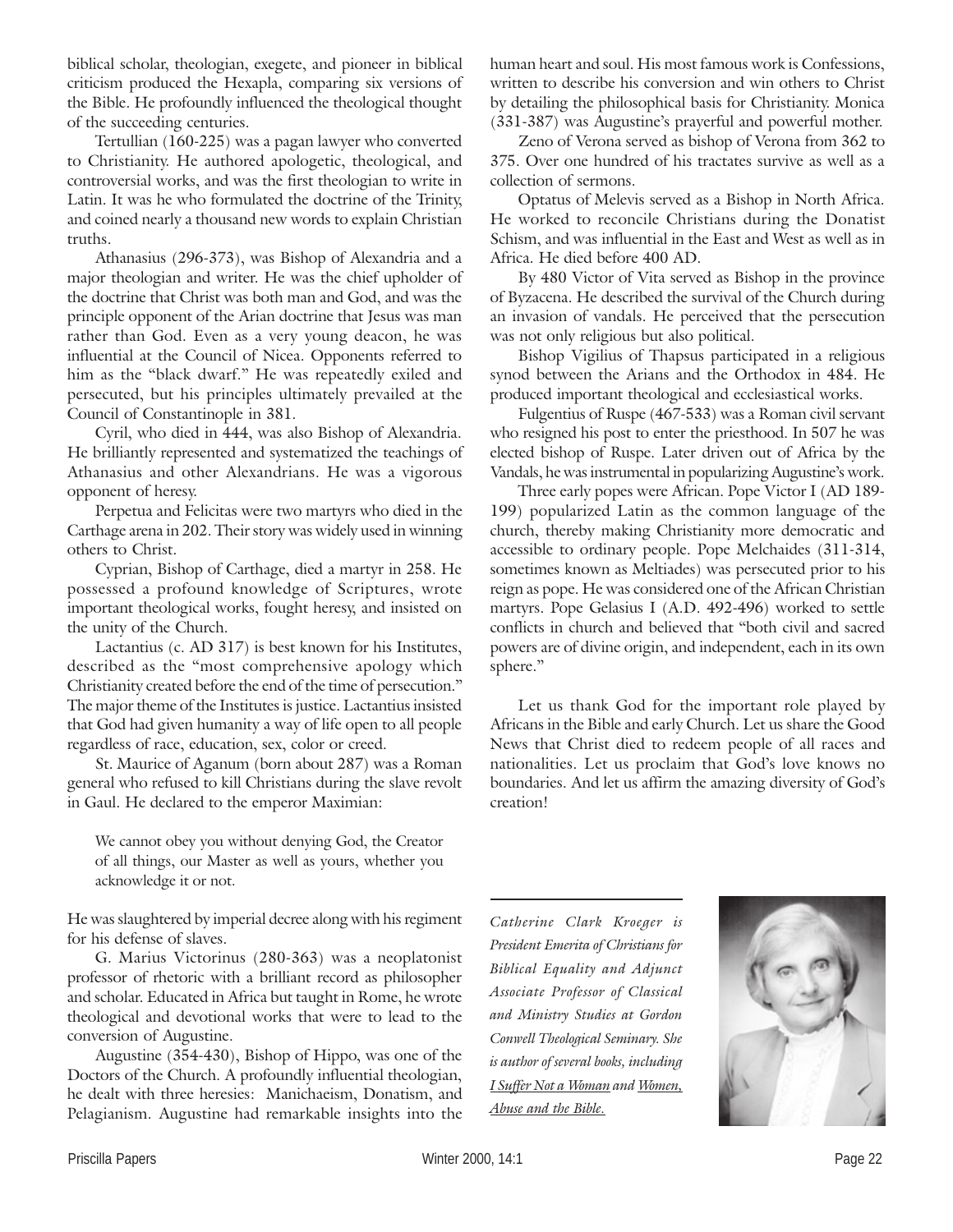biblical scholar, theologian, exegete, and pioneer in biblical criticism produced the Hexapla, comparing six versions of the Bible. He profoundly influenced the theological thought of the succeeding centuries.

Tertullian (160-225) was a pagan lawyer who converted to Christianity. He authored apologetic, theological, and controversial works, and was the first theologian to write in Latin. It was he who formulated the doctrine of the Trinity, and coined nearly a thousand new words to explain Christian truths.

Athanasius (296-373), was Bishop of Alexandria and a major theologian and writer. He was the chief upholder of the doctrine that Christ was both man and God, and was the principle opponent of the Arian doctrine that Jesus was man rather than God. Even as a very young deacon, he was influential at the Council of Nicea. Opponents referred to him as the "black dwarf." He was repeatedly exiled and persecuted, but his principles ultimately prevailed at the Council of Constantinople in 381.

Cyril, who died in 444, was also Bishop of Alexandria. He brilliantly represented and systematized the teachings of Athanasius and other Alexandrians. He was a vigorous opponent of heresy.

Perpetua and Felicitas were two martyrs who died in the Carthage arena in 202. Their story was widely used in winning others to Christ.

Cyprian, Bishop of Carthage, died a martyr in 258. He possessed a profound knowledge of Scriptures, wrote important theological works, fought heresy, and insisted on the unity of the Church.

Lactantius (c. AD 317) is best known for his Institutes, described as the "most comprehensive apology which Christianity created before the end of the time of persecution." The major theme of the Institutes is justice. Lactantius insisted that God had given humanity a way of life open to all people regardless of race, education, sex, color or creed.

St. Maurice of Aganum (born about 287) was a Roman general who refused to kill Christians during the slave revolt in Gaul. He declared to the emperor Maximian:

> We cannot obey you without denying God, the Creator of all things, our Master as well as yours, whether you acknowledge it or not.

He was slaughtered by imperial decree along with his regiment for his defense of slaves.

G. Marius Victorinus (280-363) was a neoplatonist professor of rhetoric with a brilliant record as philosopher and scholar. Educated in Africa but taught in Rome, he wrote theological and devotional works that were to lead to the conversion of Augustine.

Augustine (354-430), Bishop of Hippo, was one of the Doctors of the Church. A profoundly influential theologian, he dealt with three heresies: Manichaeism, Donatism, and Pelagianism. Augustine had remarkable insights into the human heart and soul. His most famous work is Confessions, written to describe his conversion and win others to Christ by detailing the philosophical basis for Christianity. Monica (331-387) was Augustine's prayerful and powerful mother.

Zeno of Verona served as bishop of Verona from 362 to 375. Over one hundred of his tractates survive as well as a collection of sermons.

Optatus of Melevis served as a Bishop in North Africa. He worked to reconcile Christians during the Donatist Schism, and was influential in the East and West as well as in Africa. He died before 400 AD.

By 480 Victor of Vita served as Bishop in the province of Byzacena. He described the survival of the Church during an invasion of vandals. He perceived that the persecution was not only religious but also political.

Bishop Vigilius of Thapsus participated in a religious synod between the Arians and the Orthodox in 484. He produced important theological and ecclesiastical works.

Fulgentius of Ruspe (467-533) was a Roman civil servant who resigned his post to enter the priesthood. In 507 he was elected bishop of Ruspe. Later driven out of Africa by the Vandals, he was instrumental in popularizing Augustine's work.

Three early popes were African. Pope Victor I (AD 189-199) popularized Latin as the common language of the church, thereby making Christianity more democratic and accessible to ordinary people. Pope Melchaides (311-314, sometimes known as Meltiades) was persecuted prior to his reign as pope. He was considered one of the African Christian martyrs. Pope Gelasius I (A.D. 492-496) worked to settle conflicts in church and believed that "both civil and sacred powers are of divine origin, and independent, each in its own sphere."

Let us thank God for the important role played by Africans in the Bible and early Church. Let us share the Good News that Christ died to redeem people of all races and nationalities. Let us proclaim that God's love knows no boundaries. And let us affirm the amazing diversity of God's creation!

---

*Catherine Clark Kroeger is President Emerita of Christians for Biblical Equality and Adjunct Associate Professor of Classical and Ministry Studies at Gordon Conwell Theological Seminary. She is author of several books, including I Suffer Not a Woman and Women, Abuse and the Bible.*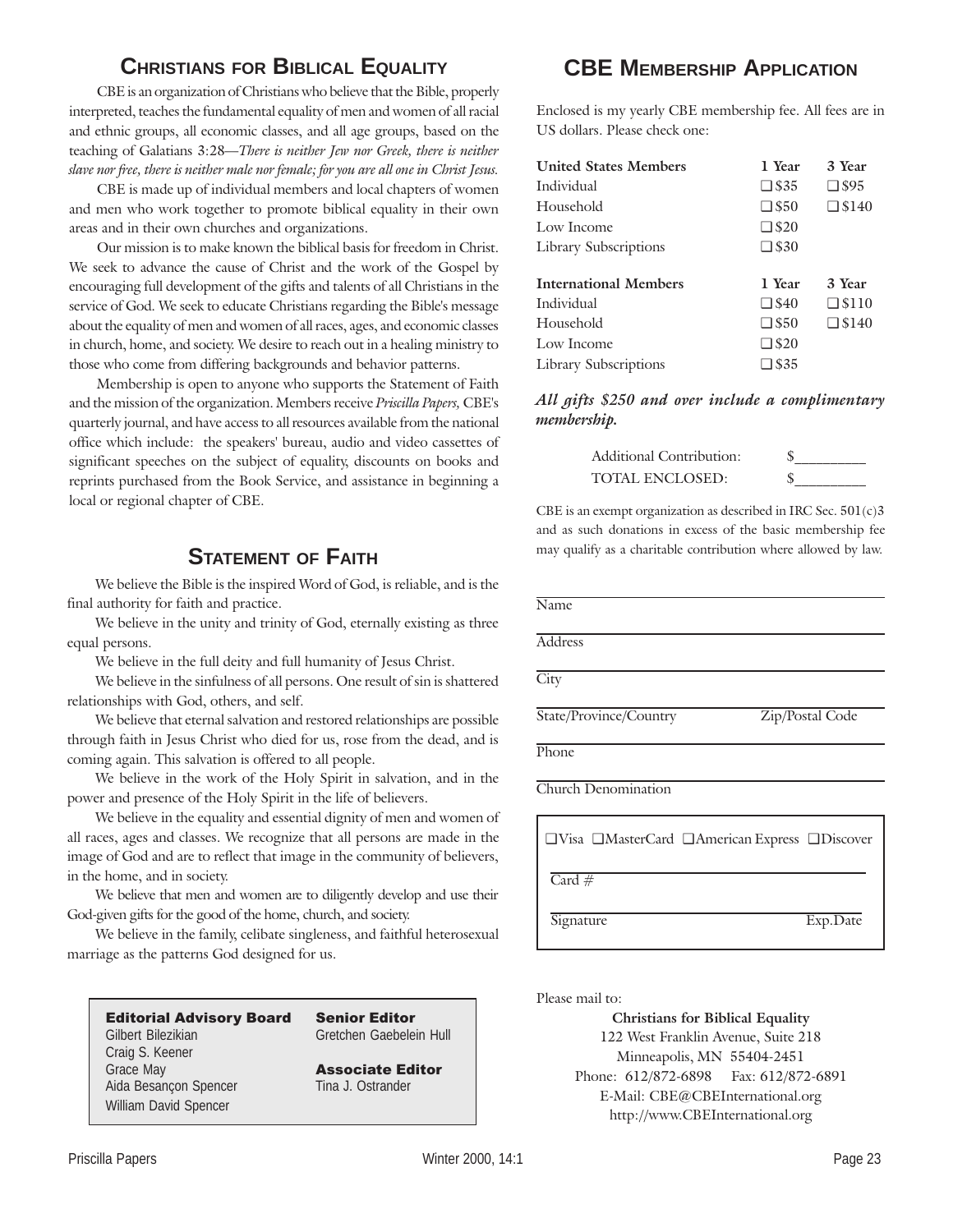## Christians for Biblical Equality

CBE is an organization of Christians who believe that the Bible, properly interpreted, teaches the fundamental equality of men and women of all racial and ethnic groups, all economic classes, and all age groups, based on the teaching of Galatians 3:28—*There is neither Jew nor Greek, there is neither slave nor free, there is neither male nor female; for you are all one in Christ Jesus.*

CBE is made up of individual members and local chapters of women and men who work together to promote biblical equality in their own areas and in their own churches and organizations.

Our mission is to make known the biblical basis for freedom in Christ. We seek to advance the cause of Christ and the work of the Gospel by encouraging full development of the gifts and talents of all Christians in the service of God. We seek to educate Christians regarding the Bible's message about the equality of men and women of all races, ages, and economic classes in church, home, and society. We desire to reach out in a healing ministry to those who come from differing backgrounds and behavior patterns.

Membership is open to anyone who supports the Statement of Faith and the mission of the organization. Members receive *Priscilla Papers,* CBE's quarterly journal, and have access to all resources available from the national office which include: the speakers' bureau, audio and video cassettes of significant speeches on the subject of equality, discounts on books and reprints purchased from the Book Service, and assistance in beginning a local or regional chapter of CBE.

## Statement of Faith

We believe the Bible is the inspired Word of God, is reliable, and is the final authority for faith and practice.

We believe in the unity and trinity of God, eternally existing as three equal persons.

We believe in the full deity and full humanity of Jesus Christ.

We believe in the sinfulness of all persons. One result of sin is shattered relationships with God, others, and self.

We believe that eternal salvation and restored relationships are possible through faith in Jesus Christ who died for us, rose from the dead, and is coming again. This salvation is offered to all people.

We believe in the work of the Holy Spirit in salvation, and in the power and presence of the Holy Spirit in the life of believers.

We believe in the equality and essential dignity of men and women of all races, ages and classes. We recognize that all persons are made in the image of God and are to reflect that image in the community of believers, in the home, and in society.

We believe that men and women are to diligently develop and use their God-given gifts for the good of the home, church, and society.

We believe in the family, celibate singleness, and faithful heterosexual marriage as the patterns God designed for us.

**Editorial Advisory Board**
Gilbert Bilezikian
Craig S. Keener
Grace May
Aida Besançon Spencer
William David Spencer

**Senior Editor**
Gretchen Gaebelein Hull

**Associate Editor**
Tina J. Ostrander

## CBE Membership Application

Enclosed is my yearly CBE membership fee. All fees are in US dollars. Please check one:

| United States Members | 1 Year | 3 Year |
|---|---|---|
| Individual | ❑ $35 | ❑ $95 |
| Household | ❑ $50 | ❑ $140 |
| Low Income | ❑ $20 | |
| Library Subscriptions | ❑ $30 | |
| **International Members** | **1 Year** | **3 Year** |
| Individual | ❑ $40 | ❑ $110 |
| Household | ❑ $50 | ❑ $140 |
| Low Income | ❑ $20 | |
| Library Subscriptions | ❑ $35 | |

***All gifts $250 and over include a complimentary membership.***

Additional Contribution: $________
TOTAL ENCLOSED: $________

CBE is an exempt organization as described in IRC Sec. 501(c)3 and as such donations in excess of the basic membership fee may qualify as a charitable contribution where allowed by law.

Name ____________________

Address ____________________

City ____________________

State/Province/Country ____________ Zip/Postal Code ____________

Phone ____________________

Church Denomination ____________________

❑Visa ❑MasterCard ❑American Express ❑Discover

Card # ____________________

Signature ____________ Exp.Date ____________

Please mail to:

**Christians for Biblical Equality**
122 West Franklin Avenue, Suite 218
Minneapolis, MN 55404-2451
Phone: 612/872-6898 Fax: 612/872-6891
E-Mail: CBE@CBEInternational.org
http://www.CBEInternational.org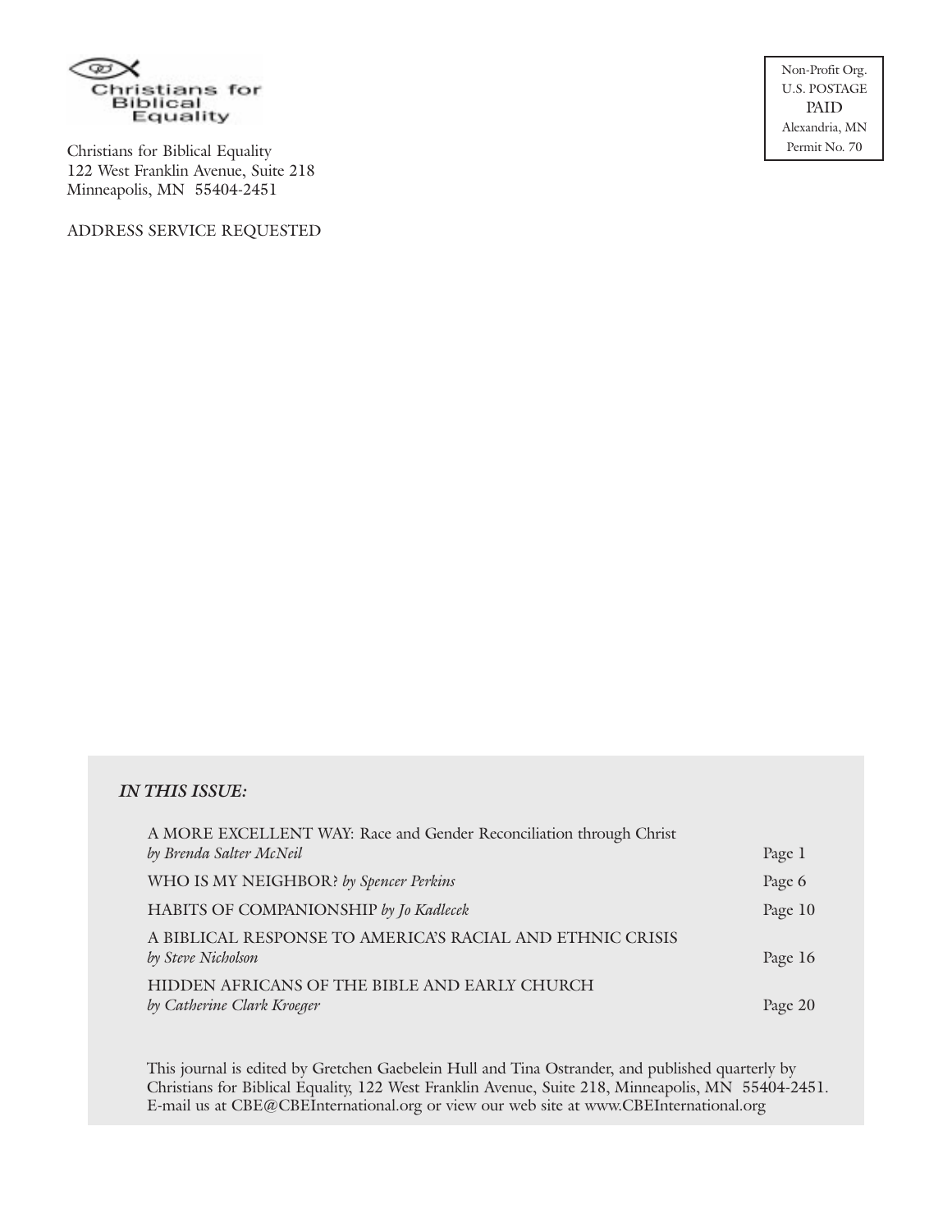Christians for Biblical Equality

Christians for Biblical Equality
122 West Franklin Avenue, Suite 218
Minneapolis, MN 55404-2451

ADDRESS SERVICE REQUESTED

Non-Profit Org.
U.S. POSTAGE
PAID
Alexandria, MN
Permit No. 70

***IN THIS ISSUE:***

| | |
|---|---|
| A MORE EXCELLENT WAY: Race and Gender Reconciliation through Christ *by Brenda Salter McNeil* | Page 1 |
| WHO IS MY NEIGHBOR? *by Spencer Perkins* | Page 6 |
| HABITS OF COMPANIONSHIP *by Jo Kadlecek* | Page 10 |
| A BIBLICAL RESPONSE TO AMERICA'S RACIAL AND ETHNIC CRISIS *by Steve Nicholson* | Page 16 |
| HIDDEN AFRICANS OF THE BIBLE AND EARLY CHURCH *by Catherine Clark Kroeger* | Page 20 |

This journal is edited by Gretchen Gaebelein Hull and Tina Ostrander, and published quarterly by Christians for Biblical Equality, 122 West Franklin Avenue, Suite 218, Minneapolis, MN 55404-2451. E-mail us at CBE@CBEInternational.org or view our web site at www.CBEInternational.org